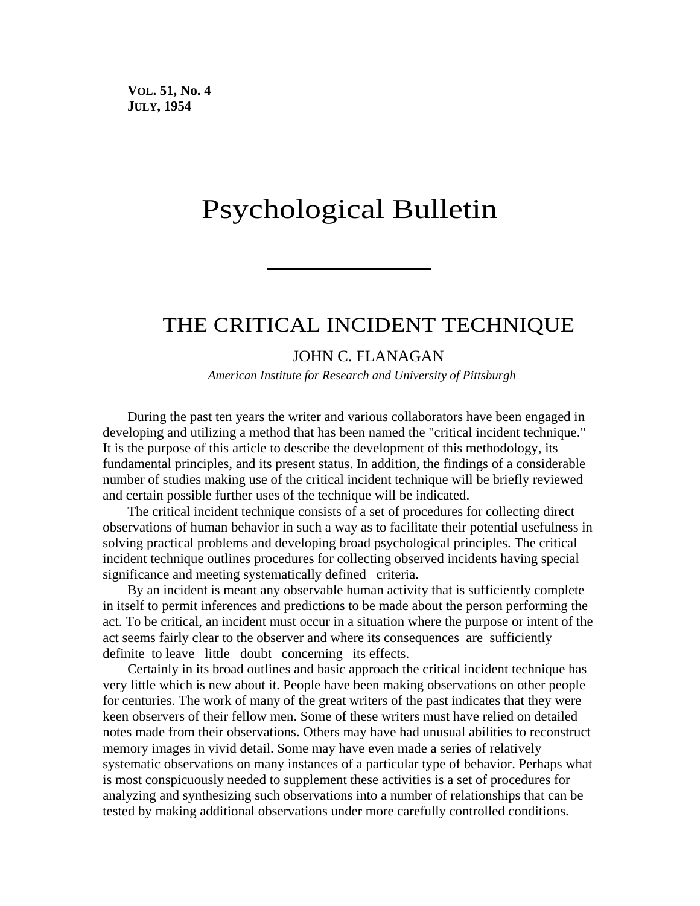**VOL. 51, No. 4**
**JULY, 1954**

# Psychological Bulletin

## THE CRITICAL INCIDENT TECHNIQUE

JOHN C. FLANAGAN

*American Institute for Research and University of Pittsburgh*

During the past ten years the writer and various collaborators have been engaged in developing and utilizing a method that has been named the "critical incident technique." It is the purpose of this article to describe the development of this methodology, its fundamental principles, and its present status. In addition, the findings of a considerable number of studies making use of the critical incident technique will be briefly reviewed and certain possible further uses of the technique will be indicated.

The critical incident technique consists of a set of procedures for collecting direct observations of human behavior in such a way as to facilitate their potential usefulness in solving practical problems and developing broad psychological principles. The critical incident technique outlines procedures for collecting observed incidents having special significance and meeting systematically defined criteria.

By an incident is meant any observable human activity that is sufficiently complete in itself to permit inferences and predictions to be made about the person performing the act. To be critical, an incident must occur in a situation where the purpose or intent of the act seems fairly clear to the observer and where its consequences are sufficiently definite to leave little doubt concerning its effects.

Certainly in its broad outlines and basic approach the critical incident technique has very little which is new about it. People have been making observations on other people for centuries. The work of many of the great writers of the past indicates that they were keen observers of their fellow men. Some of these writers must have relied on detailed notes made from their observations. Others may have had unusual abilities to reconstruct memory images in vivid detail. Some may have even made a series of relatively systematic observations on many instances of a particular type of behavior. Perhaps what is most conspicuously needed to supplement these activities is a set of procedures for analyzing and synthesizing such observations into a number of relationships that can be tested by making additional observations under more carefully controlled conditions.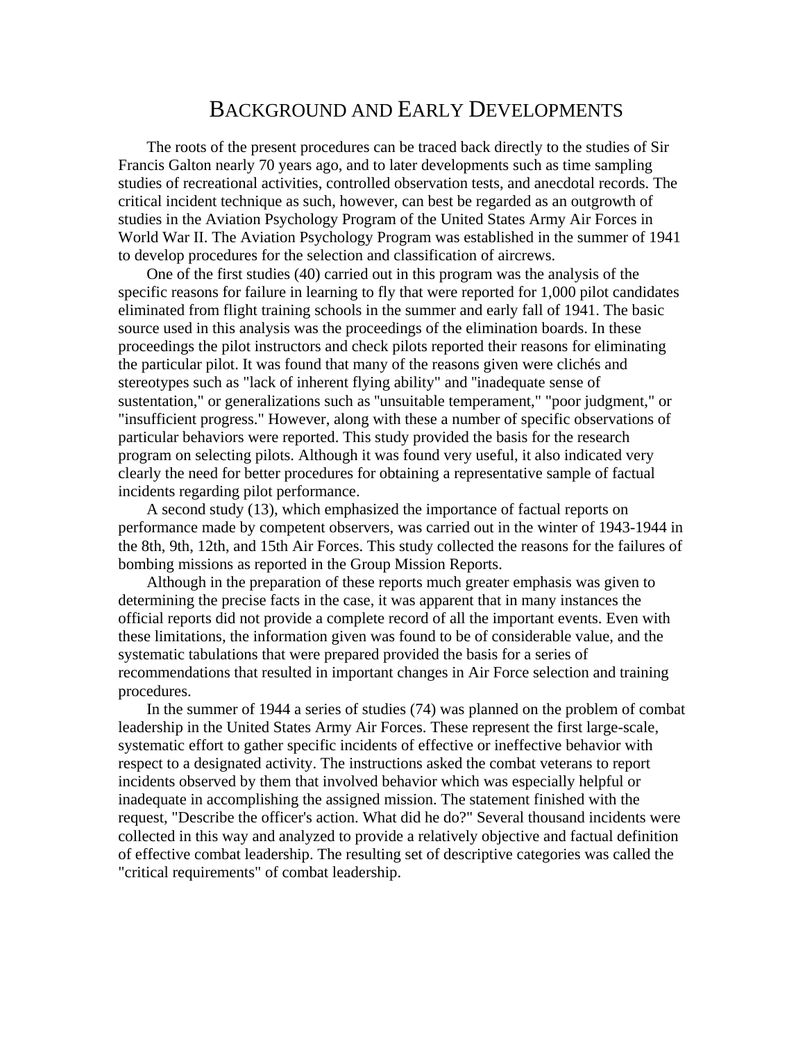# Background and Early Developments

The roots of the present procedures can be traced back directly to the studies of Sir Francis Galton nearly 70 years ago, and to later developments such as time sampling studies of recreational activities, controlled observation tests, and anecdotal records. The critical incident technique as such, however, can best be regarded as an outgrowth of studies in the Aviation Psychology Program of the United States Army Air Forces in World War II. The Aviation Psychology Program was established in the summer of 1941 to develop procedures for the selection and classification of aircrews.

One of the first studies (40) carried out in this program was the analysis of the specific reasons for failure in learning to fly that were reported for 1,000 pilot candidates eliminated from flight training schools in the summer and early fall of 1941. The basic source used in this analysis was the proceedings of the elimination boards. In these proceedings the pilot instructors and check pilots reported their reasons for eliminating the particular pilot. It was found that many of the reasons given were clichés and stereotypes such as "lack of inherent flying ability" and "inadequate sense of sustentation," or generalizations such as "unsuitable temperament," "poor judgment," or "insufficient progress." However, along with these a number of specific observations of particular behaviors were reported. This study provided the basis for the research program on selecting pilots. Although it was found very useful, it also indicated very clearly the need for better procedures for obtaining a representative sample of factual incidents regarding pilot performance.

A second study (13), which emphasized the importance of factual reports on performance made by competent observers, was carried out in the winter of 1943-1944 in the 8th, 9th, 12th, and 15th Air Forces. This study collected the reasons for the failures of bombing missions as reported in the Group Mission Reports.

Although in the preparation of these reports much greater emphasis was given to determining the precise facts in the case, it was apparent that in many instances the official reports did not provide a complete record of all the important events. Even with these limitations, the information given was found to be of considerable value, and the systematic tabulations that were prepared provided the basis for a series of recommendations that resulted in important changes in Air Force selection and training procedures.

In the summer of 1944 a series of studies (74) was planned on the problem of combat leadership in the United States Army Air Forces. These represent the first large-scale, systematic effort to gather specific incidents of effective or ineffective behavior with respect to a designated activity. The instructions asked the combat veterans to report incidents observed by them that involved behavior which was especially helpful or inadequate in accomplishing the assigned mission. The statement finished with the request, "Describe the officer's action. What did he do?" Several thousand incidents were collected in this way and analyzed to provide a relatively objective and factual definition of effective combat leadership. The resulting set of descriptive categories was called the "critical requirements" of combat leadership.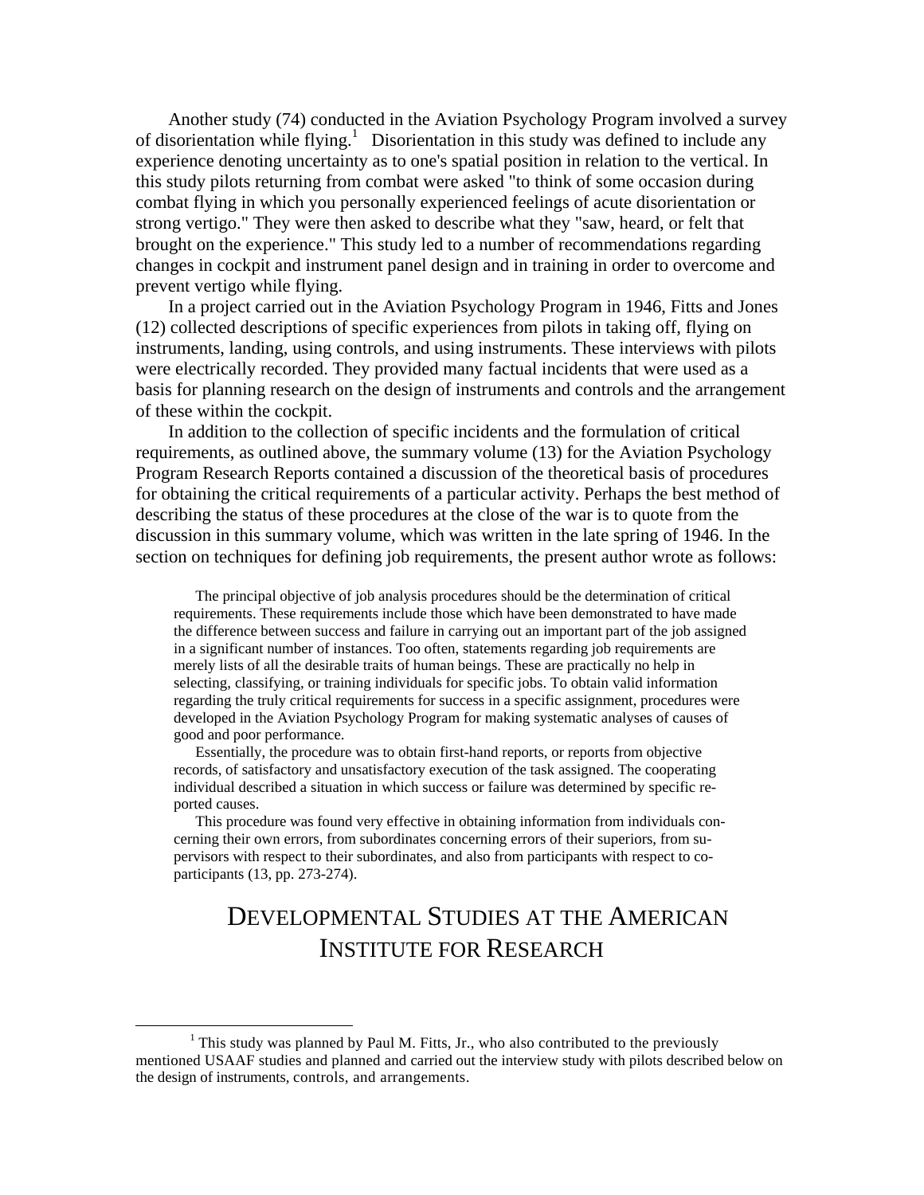Another study (74) conducted in the Aviation Psychology Program involved a survey of disorientation while flying.[1] Disorientation in this study was defined to include any experience denoting uncertainty as to one's spatial position in relation to the vertical. In this study pilots returning from combat were asked "to think of some occasion during combat flying in which you personally experienced feelings of acute disorientation or strong vertigo." They were then asked to describe what they "saw, heard, or felt that brought on the experience." This study led to a number of recommendations regarding changes in cockpit and instrument panel design and in training in order to overcome and prevent vertigo while flying.

In a project carried out in the Aviation Psychology Program in 1946, Fitts and Jones (12) collected descriptions of specific experiences from pilots in taking off, flying on instruments, landing, using controls, and using instruments. These interviews with pilots were electrically recorded. They provided many factual incidents that were used as a basis for planning research on the design of instruments and controls and the arrangement of these within the cockpit.

In addition to the collection of specific incidents and the formulation of critical requirements, as outlined above, the summary volume (13) for the Aviation Psychology Program Research Reports contained a discussion of the theoretical basis of procedures for obtaining the critical requirements of a particular activity. Perhaps the best method of describing the status of these procedures at the close of the war is to quote from the discussion in this summary volume, which was written in the late spring of 1946. In the section on techniques for defining job requirements, the present author wrote as follows:

> The principal objective of job analysis procedures should be the determination of critical requirements. These requirements include those which have been demonstrated to have made the difference between success and failure in carrying out an important part of the job assigned in a significant number of instances. Too often, statements regarding job requirements are merely lists of all the desirable traits of human beings. These are practically no help in selecting, classifying, or training individuals for specific jobs. To obtain valid information regarding the truly critical requirements for success in a specific assignment, procedures were developed in the Aviation Psychology Program for making systematic analyses of causes of good and poor performance.
>
> Essentially, the procedure was to obtain first-hand reports, or reports from objective records, of satisfactory and unsatisfactory execution of the task assigned. The cooperating individual described a situation in which success or failure was determined by specific reported causes.
>
> This procedure was found very effective in obtaining information from individuals concerning their own errors, from subordinates concerning errors of their superiors, from supervisors with respect to their subordinates, and also from participants with respect to co-participants (13, pp. 273-274).

## Developmental Studies at the American Institute for Research

[1] This study was planned by Paul M. Fitts, Jr., who also contributed to the previously mentioned USAAF studies and planned and carried out the interview study with pilots described below on the design of instruments, controls, and arrangements.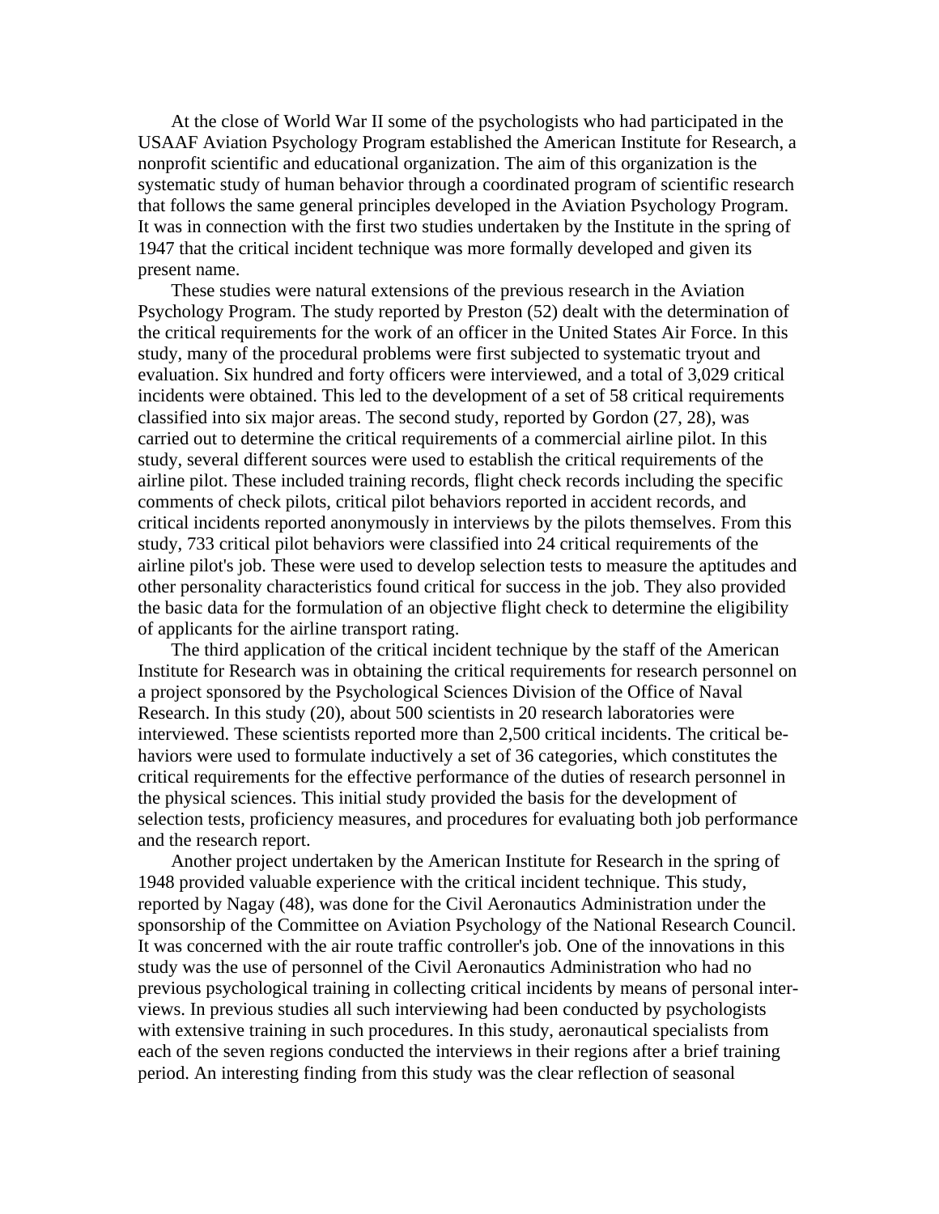At the close of World War II some of the psychologists who had participated in the USAAF Aviation Psychology Program established the American Institute for Research, a nonprofit scientific and educational organization. The aim of this organization is the systematic study of human behavior through a coordinated program of scientific research that follows the same general principles developed in the Aviation Psychology Program. It was in connection with the first two studies undertaken by the Institute in the spring of 1947 that the critical incident technique was more formally developed and given its present name.

These studies were natural extensions of the previous research in the Aviation Psychology Program. The study reported by Preston (52) dealt with the determination of the critical requirements for the work of an officer in the United States Air Force. In this study, many of the procedural problems were first subjected to systematic tryout and evaluation. Six hundred and forty officers were interviewed, and a total of 3,029 critical incidents were obtained. This led to the development of a set of 58 critical requirements classified into six major areas. The second study, reported by Gordon (27, 28), was carried out to determine the critical requirements of a commercial airline pilot. In this study, several different sources were used to establish the critical requirements of the airline pilot. These included training records, flight check records including the specific comments of check pilots, critical pilot behaviors reported in accident records, and critical incidents reported anonymously in interviews by the pilots themselves. From this study, 733 critical pilot behaviors were classified into 24 critical requirements of the airline pilot's job. These were used to develop selection tests to measure the aptitudes and other personality characteristics found critical for success in the job. They also provided the basic data for the formulation of an objective flight check to determine the eligibility of applicants for the airline transport rating.

The third application of the critical incident technique by the staff of the American Institute for Research was in obtaining the critical requirements for research personnel on a project sponsored by the Psychological Sciences Division of the Office of Naval Research. In this study (20), about 500 scientists in 20 research laboratories were interviewed. These scientists reported more than 2,500 critical incidents. The critical behaviors were used to formulate inductively a set of 36 categories, which constitutes the critical requirements for the effective performance of the duties of research personnel in the physical sciences. This initial study provided the basis for the development of selection tests, proficiency measures, and procedures for evaluating both job performance and the research report.

Another project undertaken by the American Institute for Research in the spring of 1948 provided valuable experience with the critical incident technique. This study, reported by Nagay (48), was done for the Civil Aeronautics Administration under the sponsorship of the Committee on Aviation Psychology of the National Research Council. It was concerned with the air route traffic controller's job. One of the innovations in this study was the use of personnel of the Civil Aeronautics Administration who had no previous psychological training in collecting critical incidents by means of personal interviews. In previous studies all such interviewing had been conducted by psychologists with extensive training in such procedures. In this study, aeronautical specialists from each of the seven regions conducted the interviews in their regions after a brief training period. An interesting finding from this study was the clear reflection of seasonal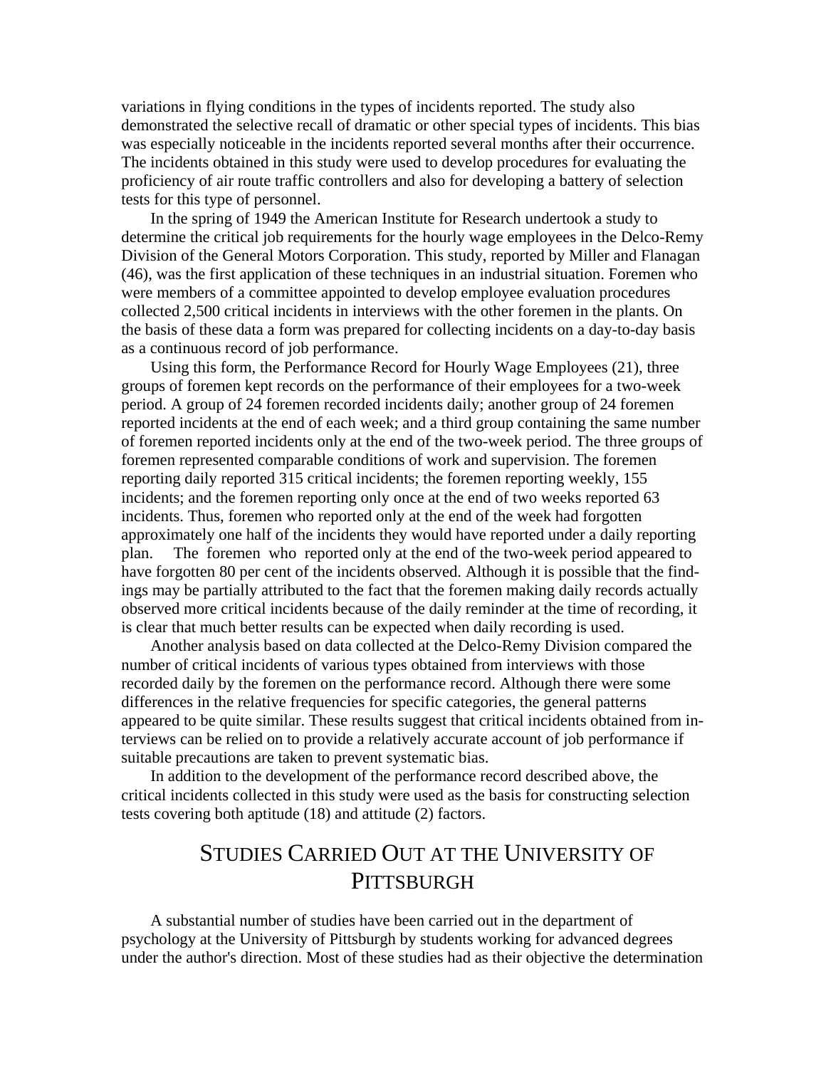variations in flying conditions in the types of incidents reported. The study also demonstrated the selective recall of dramatic or other special types of incidents. This bias was especially noticeable in the incidents reported several months after their occurrence. The incidents obtained in this study were used to develop procedures for evaluating the proficiency of air route traffic controllers and also for developing a battery of selection tests for this type of personnel.

In the spring of 1949 the American Institute for Research undertook a study to determine the critical job requirements for the hourly wage employees in the Delco-Remy Division of the General Motors Corporation. This study, reported by Miller and Flanagan (46), was the first application of these techniques in an industrial situation. Foremen who were members of a committee appointed to develop employee evaluation procedures collected 2,500 critical incidents in interviews with the other foremen in the plants. On the basis of these data a form was prepared for collecting incidents on a day-to-day basis as a continuous record of job performance.

Using this form, the Performance Record for Hourly Wage Employees (21), three groups of foremen kept records on the performance of their employees for a two-week period. A group of 24 foremen recorded incidents daily; another group of 24 foremen reported incidents at the end of each week; and a third group containing the same number of foremen reported incidents only at the end of the two-week period. The three groups of foremen represented comparable conditions of work and supervision. The foremen reporting daily reported 315 critical incidents; the foremen reporting weekly, 155 incidents; and the foremen reporting only once at the end of two weeks reported 63 incidents. Thus, foremen who reported only at the end of the week had forgotten approximately one half of the incidents they would have reported under a daily reporting plan. The foremen who reported only at the end of the two-week period appeared to have forgotten 80 per cent of the incidents observed. Although it is possible that the findings may be partially attributed to the fact that the foremen making daily records actually observed more critical incidents because of the daily reminder at the time of recording, it is clear that much better results can be expected when daily recording is used.

Another analysis based on data collected at the Delco-Remy Division compared the number of critical incidents of various types obtained from interviews with those recorded daily by the foremen on the performance record. Although there were some differences in the relative frequencies for specific categories, the general patterns appeared to be quite similar. These results suggest that critical incidents obtained from interviews can be relied on to provide a relatively accurate account of job performance if suitable precautions are taken to prevent systematic bias.

In addition to the development of the performance record described above, the critical incidents collected in this study were used as the basis for constructing selection tests covering both aptitude (18) and attitude (2) factors.

## Studies Carried Out at the University of Pittsburgh

A substantial number of studies have been carried out in the department of psychology at the University of Pittsburgh by students working for advanced degrees under the author's direction. Most of these studies had as their objective the determination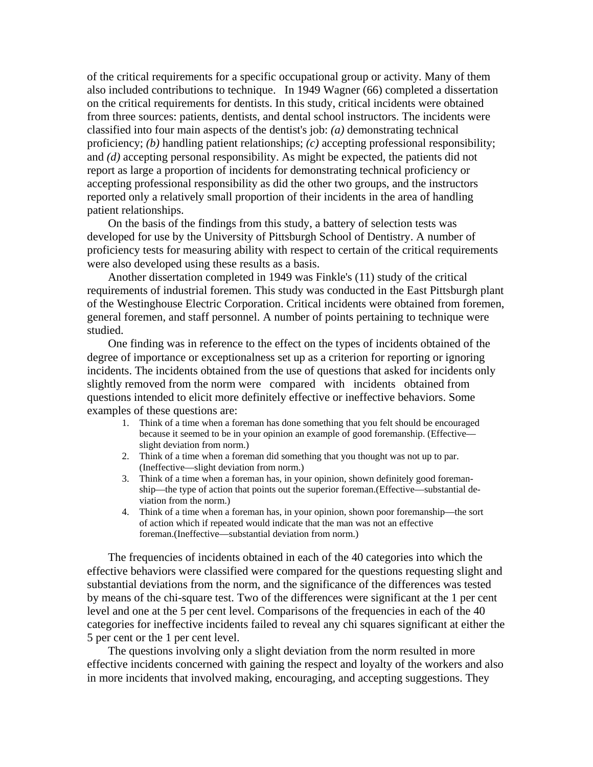of the critical requirements for a specific occupational group or activity. Many of them also included contributions to technique. In 1949 Wagner (66) completed a dissertation on the critical requirements for dentists. In this study, critical incidents were obtained from three sources: patients, dentists, and dental school instructors. The incidents were classified into four main aspects of the dentist's job: *(a)* demonstrating technical proficiency; *(b)* handling patient relationships; *(c)* accepting professional responsibility; and *(d)* accepting personal responsibility. As might be expected, the patients did not report as large a proportion of incidents for demonstrating technical proficiency or accepting professional responsibility as did the other two groups, and the instructors reported only a relatively small proportion of their incidents in the area of handling patient relationships.

On the basis of the findings from this study, a battery of selection tests was developed for use by the University of Pittsburgh School of Dentistry. A number of proficiency tests for measuring ability with respect to certain of the critical requirements were also developed using these results as a basis.

Another dissertation completed in 1949 was Finkle's (11) study of the critical requirements of industrial foremen. This study was conducted in the East Pittsburgh plant of the Westinghouse Electric Corporation. Critical incidents were obtained from foremen, general foremen, and staff personnel. A number of points pertaining to technique were studied.

One finding was in reference to the effect on the types of incidents obtained of the degree of importance or exceptionalness set up as a criterion for reporting or ignoring incidents. The incidents obtained from the use of questions that asked for incidents only slightly removed from the norm were compared with incidents obtained from questions intended to elicit more definitely effective or ineffective behaviors. Some examples of these questions are:

1. Think of a time when a foreman has done something that you felt should be encouraged because it seemed to be in your opinion an example of good foremanship. (Effective—slight deviation from norm.)
2. Think of a time when a foreman did something that you thought was not up to par. (Ineffective—slight deviation from norm.)
3. Think of a time when a foreman has, in your opinion, shown definitely good foremanship—the type of action that points out the superior foreman.(Effective—substantial deviation from the norm.)
4. Think of a time when a foreman has, in your opinion, shown poor foremanship—the sort of action which if repeated would indicate that the man was not an effective foreman.(Ineffective—substantial deviation from norm.)

The frequencies of incidents obtained in each of the 40 categories into which the effective behaviors were classified were compared for the questions requesting slight and substantial deviations from the norm, and the significance of the differences was tested by means of the chi-square test. Two of the differences were significant at the 1 per cent level and one at the 5 per cent level. Comparisons of the frequencies in each of the 40 categories for ineffective incidents failed to reveal any chi squares significant at either the 5 per cent or the 1 per cent level.

The questions involving only a slight deviation from the norm resulted in more effective incidents concerned with gaining the respect and loyalty of the workers and also in more incidents that involved making, encouraging, and accepting suggestions. They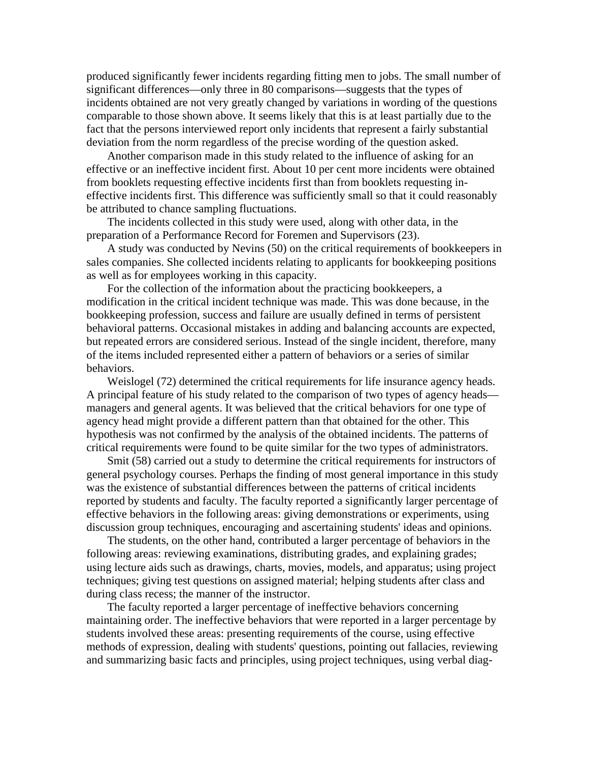produced significantly fewer incidents regarding fitting men to jobs. The small number of significant differences—only three in 80 comparisons—suggests that the types of incidents obtained are not very greatly changed by variations in wording of the questions comparable to those shown above. It seems likely that this is at least partially due to the fact that the persons interviewed report only incidents that represent a fairly substantial deviation from the norm regardless of the precise wording of the question asked.

Another comparison made in this study related to the influence of asking for an effective or an ineffective incident first. About 10 per cent more incidents were obtained from booklets requesting effective incidents first than from booklets requesting ineffective incidents first. This difference was sufficiently small so that it could reasonably be attributed to chance sampling fluctuations.

The incidents collected in this study were used, along with other data, in the preparation of a Performance Record for Foremen and Supervisors (23).

A study was conducted by Nevins (50) on the critical requirements of bookkeepers in sales companies. She collected incidents relating to applicants for bookkeeping positions as well as for employees working in this capacity.

For the collection of the information about the practicing bookkeepers, a modification in the critical incident technique was made. This was done because, in the bookkeeping profession, success and failure are usually defined in terms of persistent behavioral patterns. Occasional mistakes in adding and balancing accounts are expected, but repeated errors are considered serious. Instead of the single incident, therefore, many of the items included represented either a pattern of behaviors or a series of similar behaviors.

Weislogel (72) determined the critical requirements for life insurance agency heads. A principal feature of his study related to the comparison of two types of agency heads—managers and general agents. It was believed that the critical behaviors for one type of agency head might provide a different pattern than that obtained for the other. This hypothesis was not confirmed by the analysis of the obtained incidents. The patterns of critical requirements were found to be quite similar for the two types of administrators.

Smit (58) carried out a study to determine the critical requirements for instructors of general psychology courses. Perhaps the finding of most general importance in this study was the existence of substantial differences between the patterns of critical incidents reported by students and faculty. The faculty reported a significantly larger percentage of effective behaviors in the following areas: giving demonstrations or experiments, using discussion group techniques, encouraging and ascertaining students' ideas and opinions.

The students, on the other hand, contributed a larger percentage of behaviors in the following areas: reviewing examinations, distributing grades, and explaining grades; using lecture aids such as drawings, charts, movies, models, and apparatus; using project techniques; giving test questions on assigned material; helping students after class and during class recess; the manner of the instructor.

The faculty reported a larger percentage of ineffective behaviors concerning maintaining order. The ineffective behaviors that were reported in a larger percentage by students involved these areas: presenting requirements of the course, using effective methods of expression, dealing with students' questions, pointing out fallacies, reviewing and summarizing basic facts and principles, using project techniques, using verbal diag-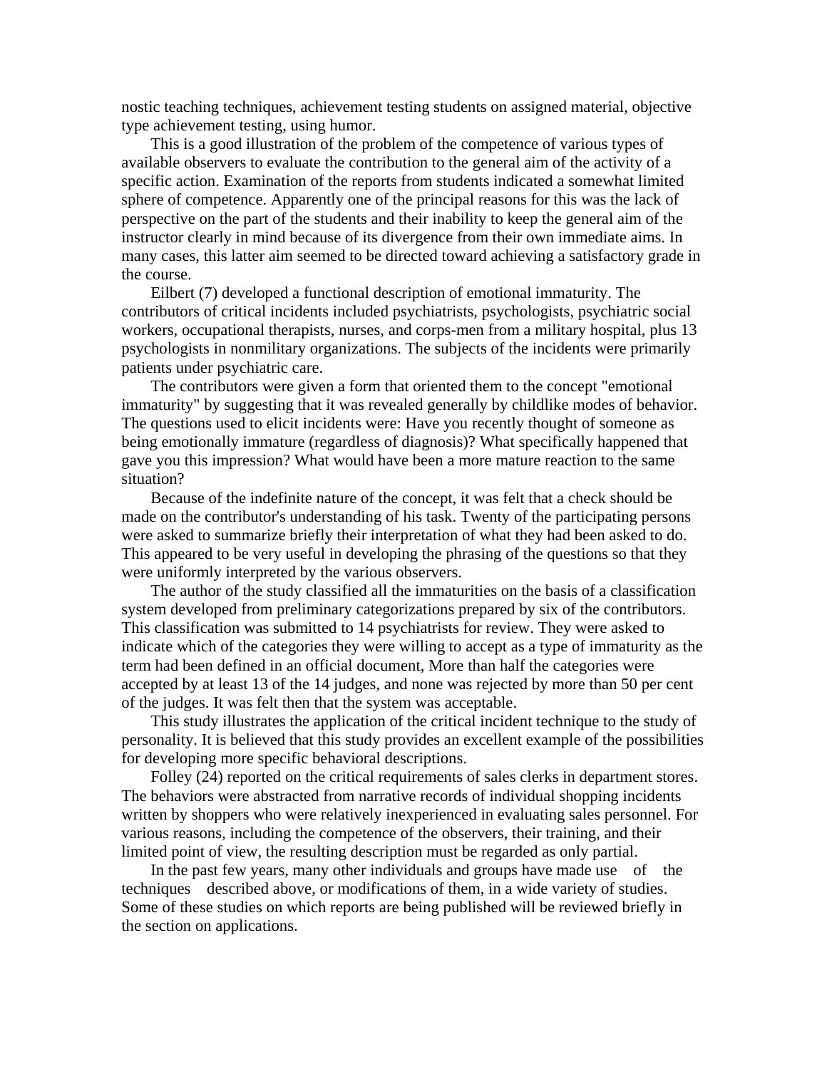nostic teaching techniques, achievement testing students on assigned material, objective type achievement testing, using humor.

This is a good illustration of the problem of the competence of various types of available observers to evaluate the contribution to the general aim of the activity of a specific action. Examination of the reports from students indicated a somewhat limited sphere of competence. Apparently one of the principal reasons for this was the lack of perspective on the part of the students and their inability to keep the general aim of the instructor clearly in mind because of its divergence from their own immediate aims. In many cases, this latter aim seemed to be directed toward achieving a satisfactory grade in the course.

Eilbert (7) developed a functional description of emotional immaturity. The contributors of critical incidents included psychiatrists, psychologists, psychiatric social workers, occupational therapists, nurses, and corps-men from a military hospital, plus 13 psychologists in nonmilitary organizations. The subjects of the incidents were primarily patients under psychiatric care.

The contributors were given a form that oriented them to the concept "emotional immaturity" by suggesting that it was revealed generally by childlike modes of behavior. The questions used to elicit incidents were: Have you recently thought of someone as being emotionally immature (regardless of diagnosis)? What specifically happened that gave you this impression? What would have been a more mature reaction to the same situation?

Because of the indefinite nature of the concept, it was felt that a check should be made on the contributor's understanding of his task. Twenty of the participating persons were asked to summarize briefly their interpretation of what they had been asked to do. This appeared to be very useful in developing the phrasing of the questions so that they were uniformly interpreted by the various observers.

The author of the study classified all the immaturities on the basis of a classification system developed from preliminary categorizations prepared by six of the contributors. This classification was submitted to 14 psychiatrists for review. They were asked to indicate which of the categories they were willing to accept as a type of immaturity as the term had been defined in an official document, More than half the categories were accepted by at least 13 of the 14 judges, and none was rejected by more than 50 per cent of the judges. It was felt then that the system was acceptable.

This study illustrates the application of the critical incident technique to the study of personality. It is believed that this study provides an excellent example of the possibilities for developing more specific behavioral descriptions.

Folley (24) reported on the critical requirements of sales clerks in department stores. The behaviors were abstracted from narrative records of individual shopping incidents written by shoppers who were relatively inexperienced in evaluating sales personnel. For various reasons, including the competence of the observers, their training, and their limited point of view, the resulting description must be regarded as only partial.

In the past few years, many other individuals and groups have made use of the techniques described above, or modifications of them, in a wide variety of studies. Some of these studies on which reports are being published will be reviewed briefly in the section on applications.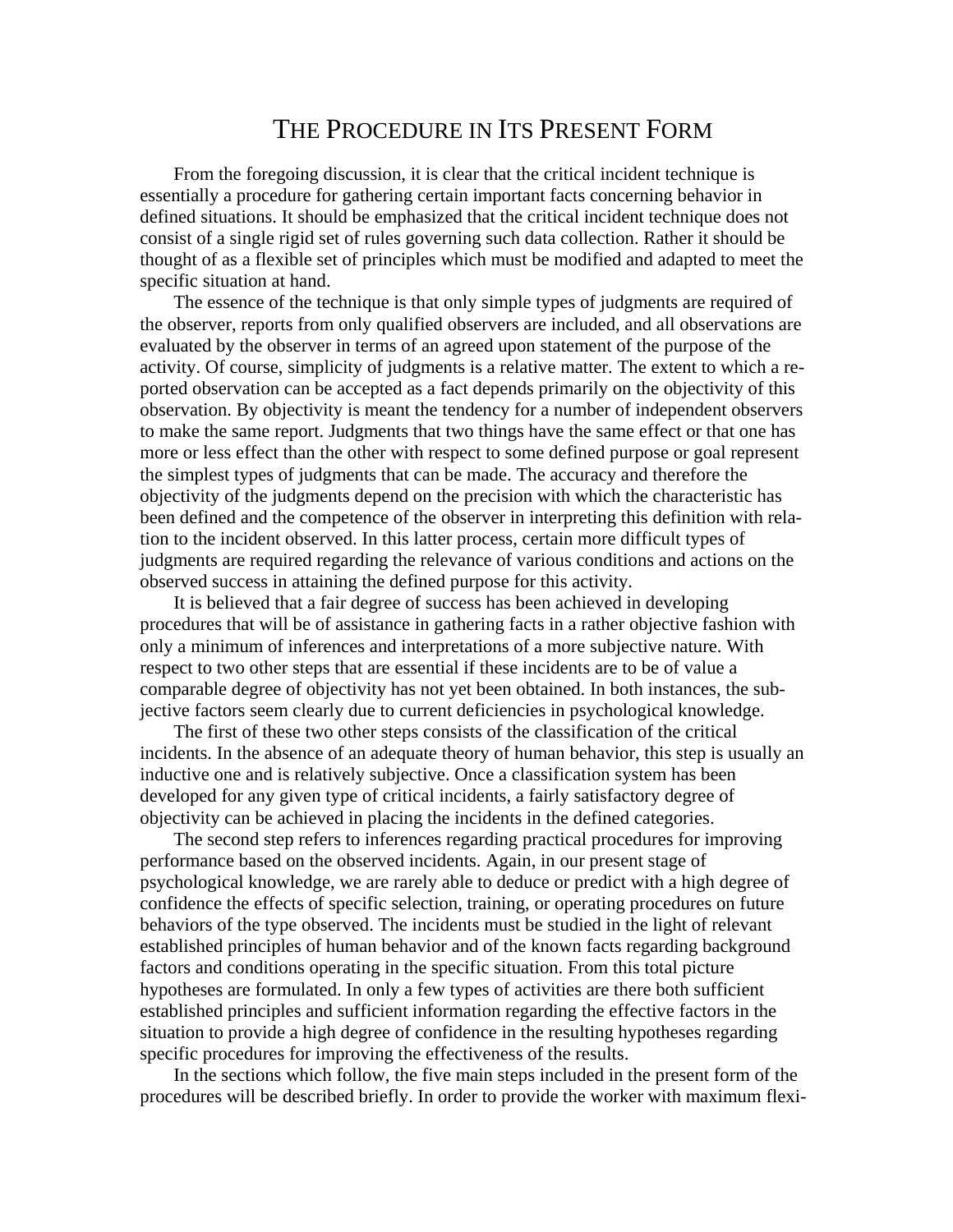# THE PROCEDURE IN ITS PRESENT FORM

From the foregoing discussion, it is clear that the critical incident technique is essentially a procedure for gathering certain important facts concerning behavior in defined situations. It should be emphasized that the critical incident technique does not consist of a single rigid set of rules governing such data collection. Rather it should be thought of as a flexible set of principles which must be modified and adapted to meet the specific situation at hand.

The essence of the technique is that only simple types of judgments are required of the observer, reports from only qualified observers are included, and all observations are evaluated by the observer in terms of an agreed upon statement of the purpose of the activity. Of course, simplicity of judgments is a relative matter. The extent to which a reported observation can be accepted as a fact depends primarily on the objectivity of this observation. By objectivity is meant the tendency for a number of independent observers to make the same report. Judgments that two things have the same effect or that one has more or less effect than the other with respect to some defined purpose or goal represent the simplest types of judgments that can be made. The accuracy and therefore the objectivity of the judgments depend on the precision with which the characteristic has been defined and the competence of the observer in interpreting this definition with relation to the incident observed. In this latter process, certain more difficult types of judgments are required regarding the relevance of various conditions and actions on the observed success in attaining the defined purpose for this activity.

It is believed that a fair degree of success has been achieved in developing procedures that will be of assistance in gathering facts in a rather objective fashion with only a minimum of inferences and interpretations of a more subjective nature. With respect to two other steps that are essential if these incidents are to be of value a comparable degree of objectivity has not yet been obtained. In both instances, the subjective factors seem clearly due to current deficiencies in psychological knowledge.

The first of these two other steps consists of the classification of the critical incidents. In the absence of an adequate theory of human behavior, this step is usually an inductive one and is relatively subjective. Once a classification system has been developed for any given type of critical incidents, a fairly satisfactory degree of objectivity can be achieved in placing the incidents in the defined categories.

The second step refers to inferences regarding practical procedures for improving performance based on the observed incidents. Again, in our present stage of psychological knowledge, we are rarely able to deduce or predict with a high degree of confidence the effects of specific selection, training, or operating procedures on future behaviors of the type observed. The incidents must be studied in the light of relevant established principles of human behavior and of the known facts regarding background factors and conditions operating in the specific situation. From this total picture hypotheses are formulated. In only a few types of activities are there both sufficient established principles and sufficient information regarding the effective factors in the situation to provide a high degree of confidence in the resulting hypotheses regarding specific procedures for improving the effectiveness of the results.

In the sections which follow, the five main steps included in the present form of the procedures will be described briefly. In order to provide the worker with maximum flexi-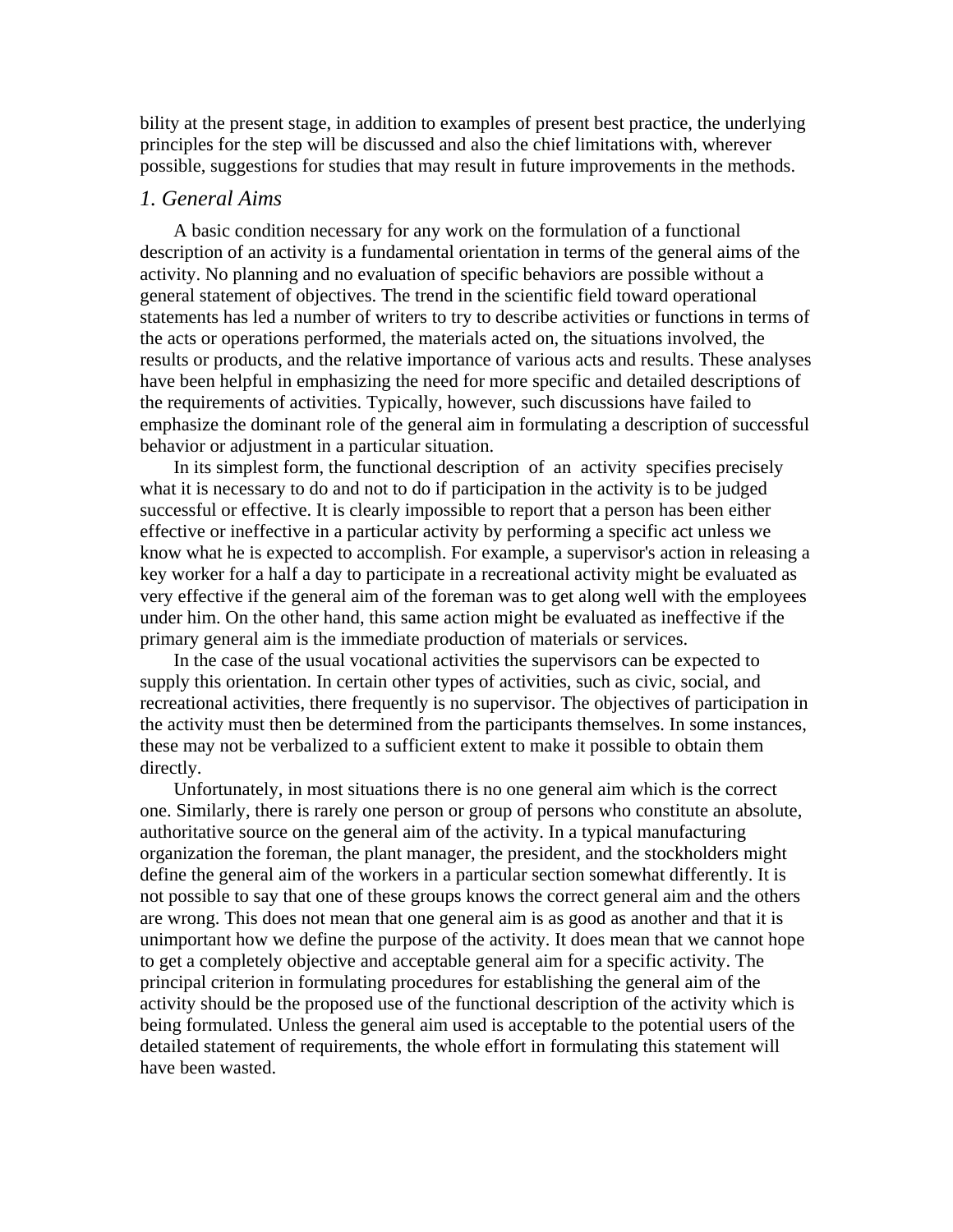bility at the present stage, in addition to examples of present best practice, the underlying principles for the step will be discussed and also the chief limitations with, wherever possible, suggestions for studies that may result in future improvements in the methods.

## *1. General Aims*

A basic condition necessary for any work on the formulation of a functional description of an activity is a fundamental orientation in terms of the general aims of the activity. No planning and no evaluation of specific behaviors are possible without a general statement of objectives. The trend in the scientific field toward operational statements has led a number of writers to try to describe activities or functions in terms of the acts or operations performed, the materials acted on, the situations involved, the results or products, and the relative importance of various acts and results. These analyses have been helpful in emphasizing the need for more specific and detailed descriptions of the requirements of activities. Typically, however, such discussions have failed to emphasize the dominant role of the general aim in formulating a description of successful behavior or adjustment in a particular situation.

In its simplest form, the functional description of an activity specifies precisely what it is necessary to do and not to do if participation in the activity is to be judged successful or effective. It is clearly impossible to report that a person has been either effective or ineffective in a particular activity by performing a specific act unless we know what he is expected to accomplish. For example, a supervisor's action in releasing a key worker for a half a day to participate in a recreational activity might be evaluated as very effective if the general aim of the foreman was to get along well with the employees under him. On the other hand, this same action might be evaluated as ineffective if the primary general aim is the immediate production of materials or services.

In the case of the usual vocational activities the supervisors can be expected to supply this orientation. In certain other types of activities, such as civic, social, and recreational activities, there frequently is no supervisor. The objectives of participation in the activity must then be determined from the participants themselves. In some instances, these may not be verbalized to a sufficient extent to make it possible to obtain them directly.

Unfortunately, in most situations there is no one general aim which is the correct one. Similarly, there is rarely one person or group of persons who constitute an absolute, authoritative source on the general aim of the activity. In a typical manufacturing organization the foreman, the plant manager, the president, and the stockholders might define the general aim of the workers in a particular section somewhat differently. It is not possible to say that one of these groups knows the correct general aim and the others are wrong. This does not mean that one general aim is as good as another and that it is unimportant how we define the purpose of the activity. It does mean that we cannot hope to get a completely objective and acceptable general aim for a specific activity. The principal criterion in formulating procedures for establishing the general aim of the activity should be the proposed use of the functional description of the activity which is being formulated. Unless the general aim used is acceptable to the potential users of the detailed statement of requirements, the whole effort in formulating this statement will have been wasted.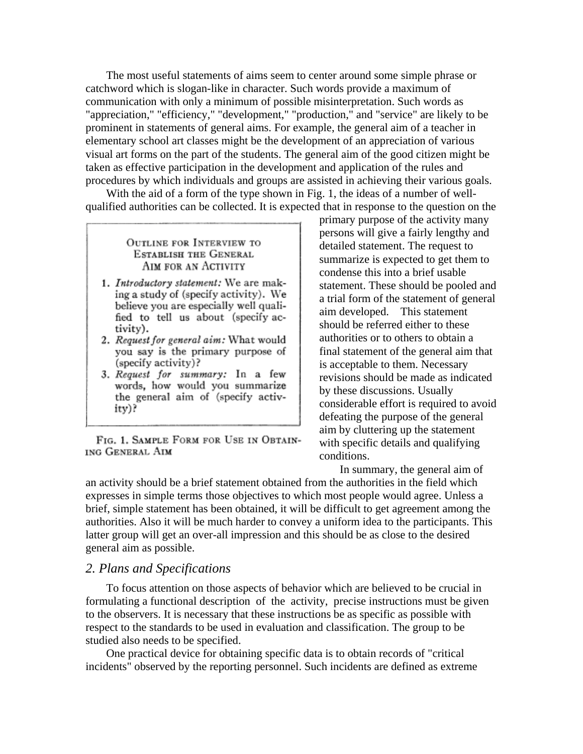The most useful statements of aims seem to center around some simple phrase or catchword which is slogan-like in character. Such words provide a maximum of communication with only a minimum of possible misinterpretation. Such words as "appreciation," "efficiency," "development," "production," and "service" are likely to be prominent in statements of general aims. For example, the general aim of a teacher in elementary school art classes might be the development of an appreciation of various visual art forms on the part of the students. The general aim of the good citizen might be taken as effective participation in the development and application of the rules and procedures by which individuals and groups are assisted in achieving their various goals.

With the aid of a form of the type shown in Fig. 1, the ideas of a number of well-qualified authorities can be collected. It is expected that in response to the question on the primary purpose of the activity many persons will give a fairly lengthy and detailed statement. The request to summarize is expected to get them to condense this into a brief usable statement. These should be pooled and a trial form of the statement of general aim developed. This statement should be referred either to these authorities or to others to obtain a final statement of the general aim that is acceptable to them. Necessary revisions should be made as indicated by these discussions. Usually considerable effort is required to avoid defeating the purpose of the general aim by cluttering up the statement with specific details and qualifying conditions.

> **OUTLINE FOR INTERVIEW TO ESTABLISH THE GENERAL AIM FOR AN ACTIVITY**
>
> 1. *Introductory statement:* We are making a study of (specify activity). We believe you are especially well qualified to tell us about (specify activity).
> 2. *Request for general aim:* What would you say is the primary purpose of (specify activity)?
> 3. *Request for summary:* In a few words, how would you summarize the general aim of (specify activity)?

FIG. 1. SAMPLE FORM FOR USE IN OBTAINING GENERAL AIM

In summary, the general aim of an activity should be a brief statement obtained from the authorities in the field which expresses in simple terms those objectives to which most people would agree. Unless a brief, simple statement has been obtained, it will be difficult to get agreement among the authorities. Also it will be much harder to convey a uniform idea to the participants. This latter group will get an over-all impression and this should be as close to the desired general aim as possible.

## *2. Plans and Specifications*

To focus attention on those aspects of behavior which are believed to be crucial in formulating a functional description of the activity, precise instructions must be given to the observers. It is necessary that these instructions be as specific as possible with respect to the standards to be used in evaluation and classification. The group to be studied also needs to be specified.

One practical device for obtaining specific data is to obtain records of "critical incidents" observed by the reporting personnel. Such incidents are defined as extreme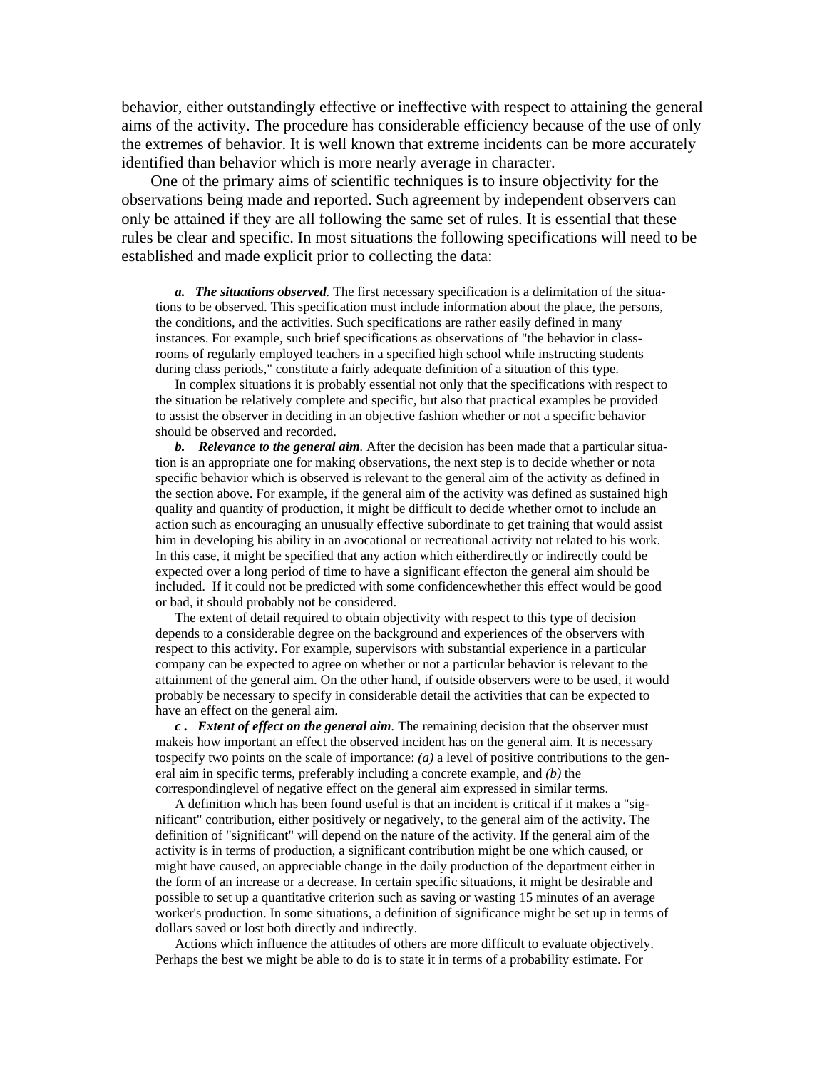behavior, either outstandingly effective or ineffective with respect to attaining the general aims of the activity. The procedure has considerable efficiency because of the use of only the extremes of behavior. It is well known that extreme incidents can be more accurately identified than behavior which is more nearly average in character.

One of the primary aims of scientific techniques is to insure objectivity for the observations being made and reported. Such agreement by independent observers can only be attained if they are all following the same set of rules. It is essential that these rules be clear and specific. In most situations the following specifications will need to be established and made explicit prior to collecting the data:

***a. The situations observed***. The first necessary specification is a delimitation of the situations to be observed. This specification must include information about the place, the persons, the conditions, and the activities. Such specifications are rather easily defined in many instances. For example, such brief specifications as observations of "the behavior in classrooms of regularly employed teachers in a specified high school while instructing students during class periods," constitute a fairly adequate definition of a situation of this type.

In complex situations it is probably essential not only that the specifications with respect to the situation be relatively complete and specific, but also that practical examples be provided to assist the observer in deciding in an objective fashion whether or not a specific behavior should be observed and recorded.

***b. Relevance to the general aim***. After the decision has been made that a particular situation is an appropriate one for making observations, the next step is to decide whether or nota specific behavior which is observed is relevant to the general aim of the activity as defined in the section above. For example, if the general aim of the activity was defined as sustained high quality and quantity of production, it might be difficult to decide whether ornot to include an action such as encouraging an unusually effective subordinate to get training that would assist him in developing his ability in an avocational or recreational activity not related to his work. In this case, it might be specified that any action which eitherdirectly or indirectly could be expected over a long period of time to have a significant effecton the general aim should be included. If it could not be predicted with some confidencewhether this effect would be good or bad, it should probably not be considered.

The extent of detail required to obtain objectivity with respect to this type of decision depends to a considerable degree on the background and experiences of the observers with respect to this activity. For example, supervisors with substantial experience in a particular company can be expected to agree on whether or not a particular behavior is relevant to the attainment of the general aim. On the other hand, if outside observers were to be used, it would probably be necessary to specify in considerable detail the activities that can be expected to have an effect on the general aim.

***c . Extent of effect on the general aim***. The remaining decision that the observer must makeis how important an effect the observed incident has on the general aim. It is necessary tospecify two points on the scale of importance: *(a)* a level of positive contributions to the general aim in specific terms, preferably including a concrete example, and *(b)* the correspondinglevel of negative effect on the general aim expressed in similar terms.

A definition which has been found useful is that an incident is critical if it makes a "significant" contribution, either positively or negatively, to the general aim of the activity. The definition of "significant" will depend on the nature of the activity. If the general aim of the activity is in terms of production, a significant contribution might be one which caused, or might have caused, an appreciable change in the daily production of the department either in the form of an increase or a decrease. In certain specific situations, it might be desirable and possible to set up a quantitative criterion such as saving or wasting 15 minutes of an average worker's production. In some situations, a definition of significance might be set up in terms of dollars saved or lost both directly and indirectly.

Actions which influence the attitudes of others are more difficult to evaluate objectively. Perhaps the best we might be able to do is to state it in terms of a probability estimate. For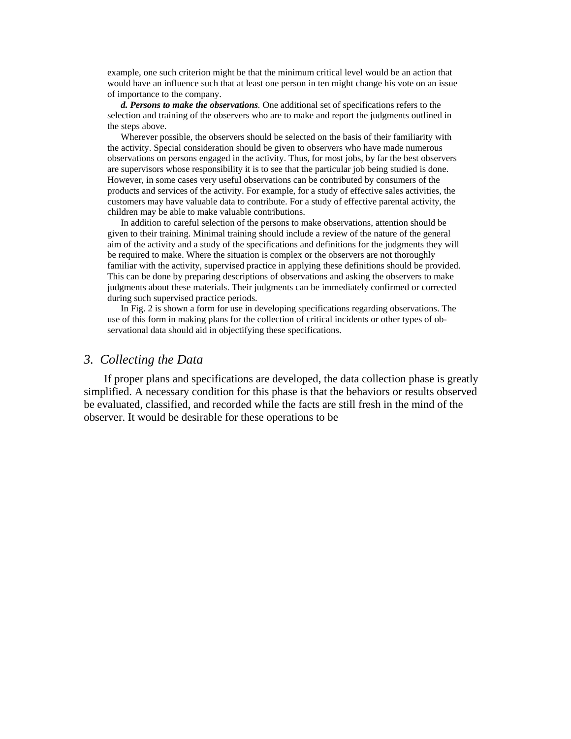example, one such criterion might be that the minimum critical level would be an action that would have an influence such that at least one person in ten might change his vote on an issue of importance to the company.

***d. Persons to make the observations***. One additional set of specifications refers to the selection and training of the observers who are to make and report the judgments outlined in the steps above.

Wherever possible, the observers should be selected on the basis of their familiarity with the activity. Special consideration should be given to observers who have made numerous observations on persons engaged in the activity. Thus, for most jobs, by far the best observers are supervisors whose responsibility it is to see that the particular job being studied is done. However, in some cases very useful observations can be contributed by consumers of the products and services of the activity. For example, for a study of effective sales activities, the customers may have valuable data to contribute. For a study of effective parental activity, the children may be able to make valuable contributions.

In addition to careful selection of the persons to make observations, attention should be given to their training. Minimal training should include a review of the nature of the general aim of the activity and a study of the specifications and definitions for the judgments they will be required to make. Where the situation is complex or the observers are not thoroughly familiar with the activity, supervised practice in applying these definitions should be provided. This can be done by preparing descriptions of observations and asking the observers to make judgments about these materials. Their judgments can be immediately confirmed or corrected during such supervised practice periods.

In Fig. 2 is shown a form for use in developing specifications regarding observations. The use of this form in making plans for the collection of critical incidents or other types of observational data should aid in objectifying these specifications.

## *3. Collecting the Data*

If proper plans and specifications are developed, the data collection phase is greatly simplified. A necessary condition for this phase is that the behaviors or results observed be evaluated, classified, and recorded while the facts are still fresh in the mind of the observer. It would be desirable for these operations to be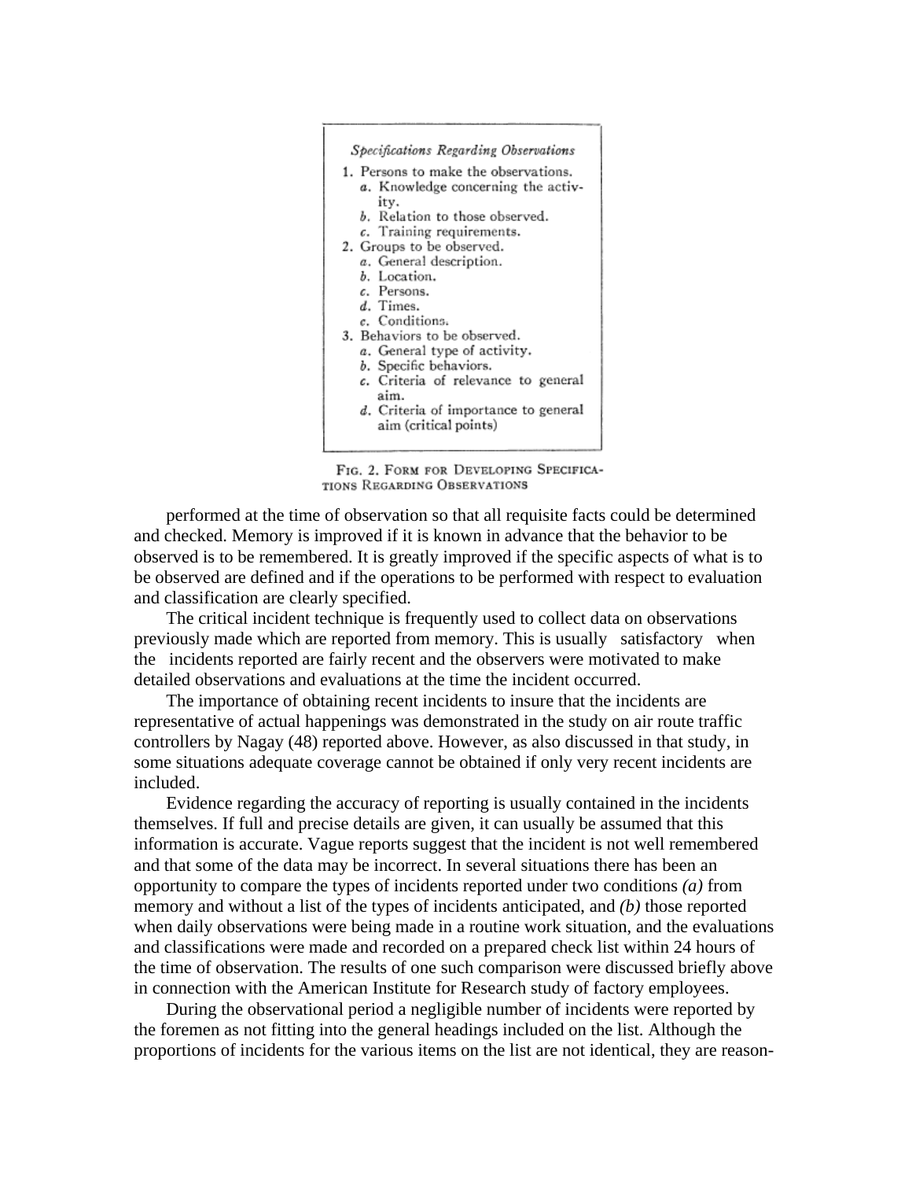*Specifications Regarding Observations*

1. Persons to make the observations.
   - *a.* Knowledge concerning the activity.
   - *b.* Relation to those observed.
   - *c.* Training requirements.
2. Groups to be observed.
   - *a.* General description.
   - *b.* Location.
   - *c.* Persons.
   - *d.* Times.
   - *e.* Conditions.
3. Behaviors to be observed.
   - *a.* General type of activity.
   - *b.* Specific behaviors.
   - *c.* Criteria of relevance to general aim.
   - *d.* Criteria of importance to general aim (critical points)

FIG. 2. FORM FOR DEVELOPING SPECIFICATIONS REGARDING OBSERVATIONS

performed at the time of observation so that all requisite facts could be determined and checked. Memory is improved if it is known in advance that the behavior to be observed is to be remembered. It is greatly improved if the specific aspects of what is to be observed are defined and if the operations to be performed with respect to evaluation and classification are clearly specified.

The critical incident technique is frequently used to collect data on observations previously made which are reported from memory. This is usually satisfactory when the incidents reported are fairly recent and the observers were motivated to make detailed observations and evaluations at the time the incident occurred.

The importance of obtaining recent incidents to insure that the incidents are representative of actual happenings was demonstrated in the study on air route traffic controllers by Nagay (48) reported above. However, as also discussed in that study, in some situations adequate coverage cannot be obtained if only very recent incidents are included.

Evidence regarding the accuracy of reporting is usually contained in the incidents themselves. If full and precise details are given, it can usually be assumed that this information is accurate. Vague reports suggest that the incident is not well remembered and that some of the data may be incorrect. In several situations there has been an opportunity to compare the types of incidents reported under two conditions *(a)* from memory and without a list of the types of incidents anticipated, and *(b)* those reported when daily observations were being made in a routine work situation, and the evaluations and classifications were made and recorded on a prepared check list within 24 hours of the time of observation. The results of one such comparison were discussed briefly above in connection with the American Institute for Research study of factory employees.

During the observational period a negligible number of incidents were reported by the foremen as not fitting into the general headings included on the list. Although the proportions of incidents for the various items on the list are not identical, they are reason-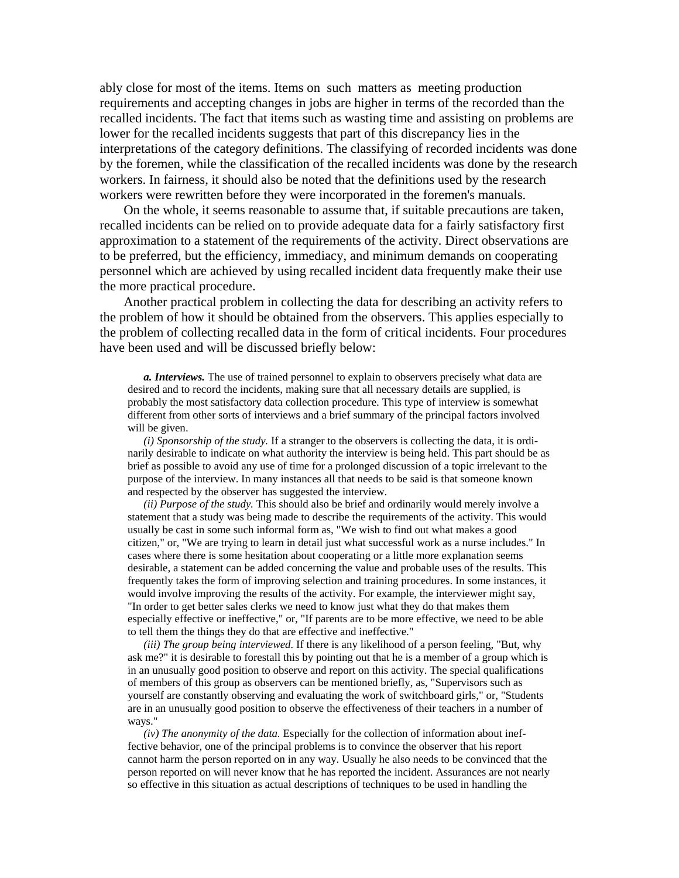ably close for most of the items. Items on such matters as meeting production requirements and accepting changes in jobs are higher in terms of the recorded than the recalled incidents. The fact that items such as wasting time and assisting on problems are lower for the recalled incidents suggests that part of this discrepancy lies in the interpretations of the category definitions. The classifying of recorded incidents was done by the foremen, while the classification of the recalled incidents was done by the research workers. In fairness, it should also be noted that the definitions used by the research workers were rewritten before they were incorporated in the foremen's manuals.

On the whole, it seems reasonable to assume that, if suitable precautions are taken, recalled incidents can be relied on to provide adequate data for a fairly satisfactory first approximation to a statement of the requirements of the activity. Direct observations are to be preferred, but the efficiency, immediacy, and minimum demands on cooperating personnel which are achieved by using recalled incident data frequently make their use the more practical procedure.

Another practical problem in collecting the data for describing an activity refers to the problem of how it should be obtained from the observers. This applies especially to the problem of collecting recalled data in the form of critical incidents. Four procedures have been used and will be discussed briefly below:

***a. Interviews.*** The use of trained personnel to explain to observers precisely what data are desired and to record the incidents, making sure that all necessary details are supplied, is probably the most satisfactory data collection procedure. This type of interview is somewhat different from other sorts of interviews and a brief summary of the principal factors involved will be given.

*(i) Sponsorship of the study.* If a stranger to the observers is collecting the data, it is ordinarily desirable to indicate on what authority the interview is being held. This part should be as brief as possible to avoid any use of time for a prolonged discussion of a topic irrelevant to the purpose of the interview. In many instances all that needs to be said is that someone known and respected by the observer has suggested the interview.

*(ii) Purpose of the study.* This should also be brief and ordinarily would merely involve a statement that a study was being made to describe the requirements of the activity. This would usually be cast in some such informal form as, "We wish to find out what makes a good citizen," or, "We are trying to learn in detail just what successful work as a nurse includes." In cases where there is some hesitation about cooperating or a little more explanation seems desirable, a statement can be added concerning the value and probable uses of the results. This frequently takes the form of improving selection and training procedures. In some instances, it would involve improving the results of the activity. For example, the interviewer might say, "In order to get better sales clerks we need to know just what they do that makes them especially effective or ineffective," or, "If parents are to be more effective, we need to be able to tell them the things they do that are effective and ineffective."

*(iii) The group being interviewed.* If there is any likelihood of a person feeling, "But, why ask me?" it is desirable to forestall this by pointing out that he is a member of a group which is in an unusually good position to observe and report on this activity. The special qualifications of members of this group as observers can be mentioned briefly, as, "Supervisors such as yourself are constantly observing and evaluating the work of switchboard girls," or, "Students are in an unusually good position to observe the effectiveness of their teachers in a number of ways."

*(iv) The anonymity of the data.* Especially for the collection of information about ineffective behavior, one of the principal problems is to convince the observer that his report cannot harm the person reported on in any way. Usually he also needs to be convinced that the person reported on will never know that he has reported the incident. Assurances are not nearly so effective in this situation as actual descriptions of techniques to be used in handling the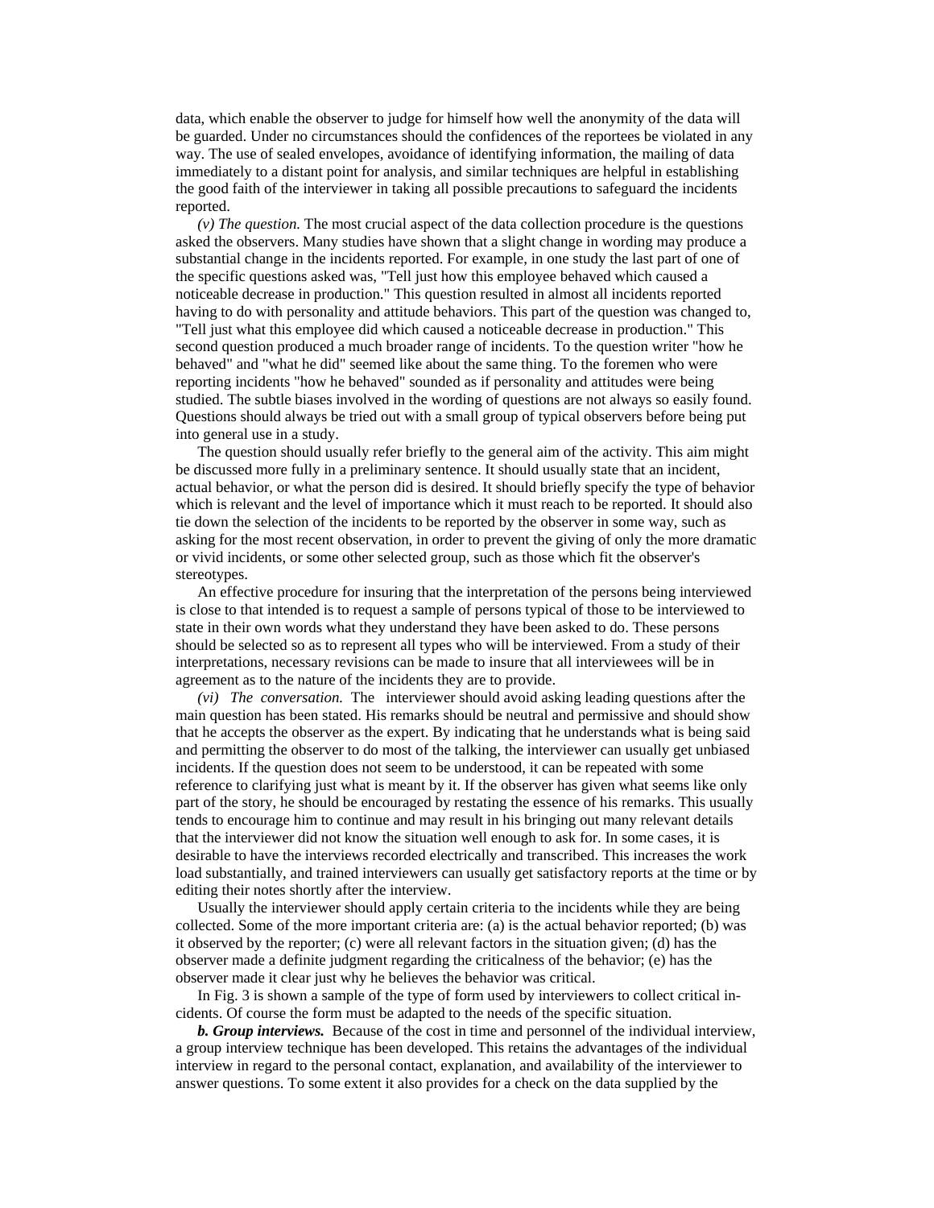data, which enable the observer to judge for himself how well the anonymity of the data will be guarded. Under no circumstances should the confidences of the reportees be violated in any way. The use of sealed envelopes, avoidance of identifying information, the mailing of data immediately to a distant point for analysis, and similar techniques are helpful in establishing the good faith of the interviewer in taking all possible precautions to safeguard the incidents reported.

*(v) The question.* The most crucial aspect of the data collection procedure is the questions asked the observers. Many studies have shown that a slight change in wording may produce a substantial change in the incidents reported. For example, in one study the last part of one of the specific questions asked was, "Tell just how this employee behaved which caused a noticeable decrease in production." This question resulted in almost all incidents reported having to do with personality and attitude behaviors. This part of the question was changed to, "Tell just what this employee did which caused a noticeable decrease in production." This second question produced a much broader range of incidents. To the question writer "how he behaved" and "what he did" seemed like about the same thing. To the foremen who were reporting incidents "how he behaved" sounded as if personality and attitudes were being studied. The subtle biases involved in the wording of questions are not always so easily found. Questions should always be tried out with a small group of typical observers before being put into general use in a study.

The question should usually refer briefly to the general aim of the activity. This aim might be discussed more fully in a preliminary sentence. It should usually state that an incident, actual behavior, or what the person did is desired. It should briefly specify the type of behavior which is relevant and the level of importance which it must reach to be reported. It should also tie down the selection of the incidents to be reported by the observer in some way, such as asking for the most recent observation, in order to prevent the giving of only the more dramatic or vivid incidents, or some other selected group, such as those which fit the observer's stereotypes.

An effective procedure for insuring that the interpretation of the persons being interviewed is close to that intended is to request a sample of persons typical of those to be interviewed to state in their own words what they understand they have been asked to do. These persons should be selected so as to represent all types who will be interviewed. From a study of their interpretations, necessary revisions can be made to insure that all interviewees will be in agreement as to the nature of the incidents they are to provide.

*(vi) The conversation.* The interviewer should avoid asking leading questions after the main question has been stated. His remarks should be neutral and permissive and should show that he accepts the observer as the expert. By indicating that he understands what is being said and permitting the observer to do most of the talking, the interviewer can usually get unbiased incidents. If the question does not seem to be understood, it can be repeated with some reference to clarifying just what is meant by it. If the observer has given what seems like only part of the story, he should be encouraged by restating the essence of his remarks. This usually tends to encourage him to continue and may result in his bringing out many relevant details that the interviewer did not know the situation well enough to ask for. In some cases, it is desirable to have the interviews recorded electrically and transcribed. This increases the work load substantially, and trained interviewers can usually get satisfactory reports at the time or by editing their notes shortly after the interview.

Usually the interviewer should apply certain criteria to the incidents while they are being collected. Some of the more important criteria are: (a) is the actual behavior reported; (b) was it observed by the reporter; (c) were all relevant factors in the situation given; (d) has the observer made a definite judgment regarding the criticalness of the behavior; (e) has the observer made it clear just why he believes the behavior was critical.

In Fig. 3 is shown a sample of the type of form used by interviewers to collect critical incidents. Of course the form must be adapted to the needs of the specific situation.

***b. Group interviews.*** Because of the cost in time and personnel of the individual interview, a group interview technique has been developed. This retains the advantages of the individual interview in regard to the personal contact, explanation, and availability of the interviewer to answer questions. To some extent it also provides for a check on the data supplied by the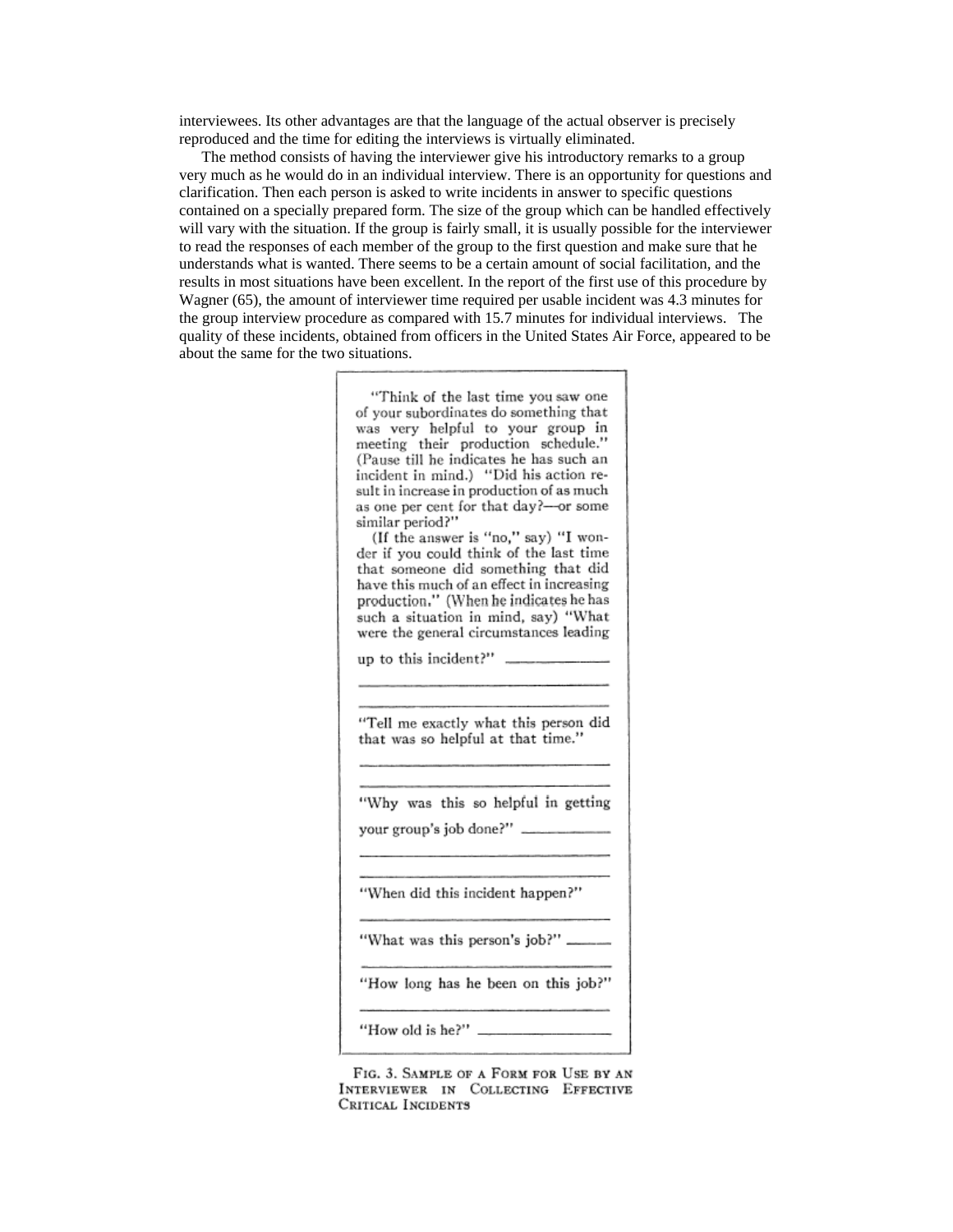interviewees. Its other advantages are that the language of the actual observer is precisely reproduced and the time for editing the interviews is virtually eliminated.

The method consists of having the interviewer give his introductory remarks to a group very much as he would do in an individual interview. There is an opportunity for questions and clarification. Then each person is asked to write incidents in answer to specific questions contained on a specially prepared form. The size of the group which can be handled effectively will vary with the situation. If the group is fairly small, it is usually possible for the interviewer to read the responses of each member of the group to the first question and make sure that he understands what is wanted. There seems to be a certain amount of social facilitation, and the results in most situations have been excellent. In the report of the first use of this procedure by Wagner (65), the amount of interviewer time required per usable incident was 4.3 minutes for the group interview procedure as compared with 15.7 minutes for individual interviews. The quality of these incidents, obtained from officers in the United States Air Force, appeared to be about the same for the two situations.

"Think of the last time you saw one of your subordinates do something that was very helpful to your group in meeting their production schedule." (Pause till he indicates he has such an incident in mind.) "Did his action result in increase in production of as much as one per cent for that day?—or some similar period?"

(If the answer is "no," say) "I wonder if you could think of the last time that someone did something that did have this much of an effect in increasing production." (When he indicates he has such a situation in mind, say) "What were the general circumstances leading up to this incident?" ____________

____________________________

____________________________

"Tell me exactly what this person did that was so helpful at that time."

____________________________

____________________________

"Why was this so helpful in getting your group's job done?" ____________

____________________________

____________________________

"When did this incident happen?"

____________________________

"What was this person's job?" ______

____________________________

"How long has he been on this job?"

____________________________

"How old is he?" ________________

FIG. 3. SAMPLE OF A FORM FOR USE BY AN INTERVIEWER IN COLLECTING EFFECTIVE CRITICAL INCIDENTS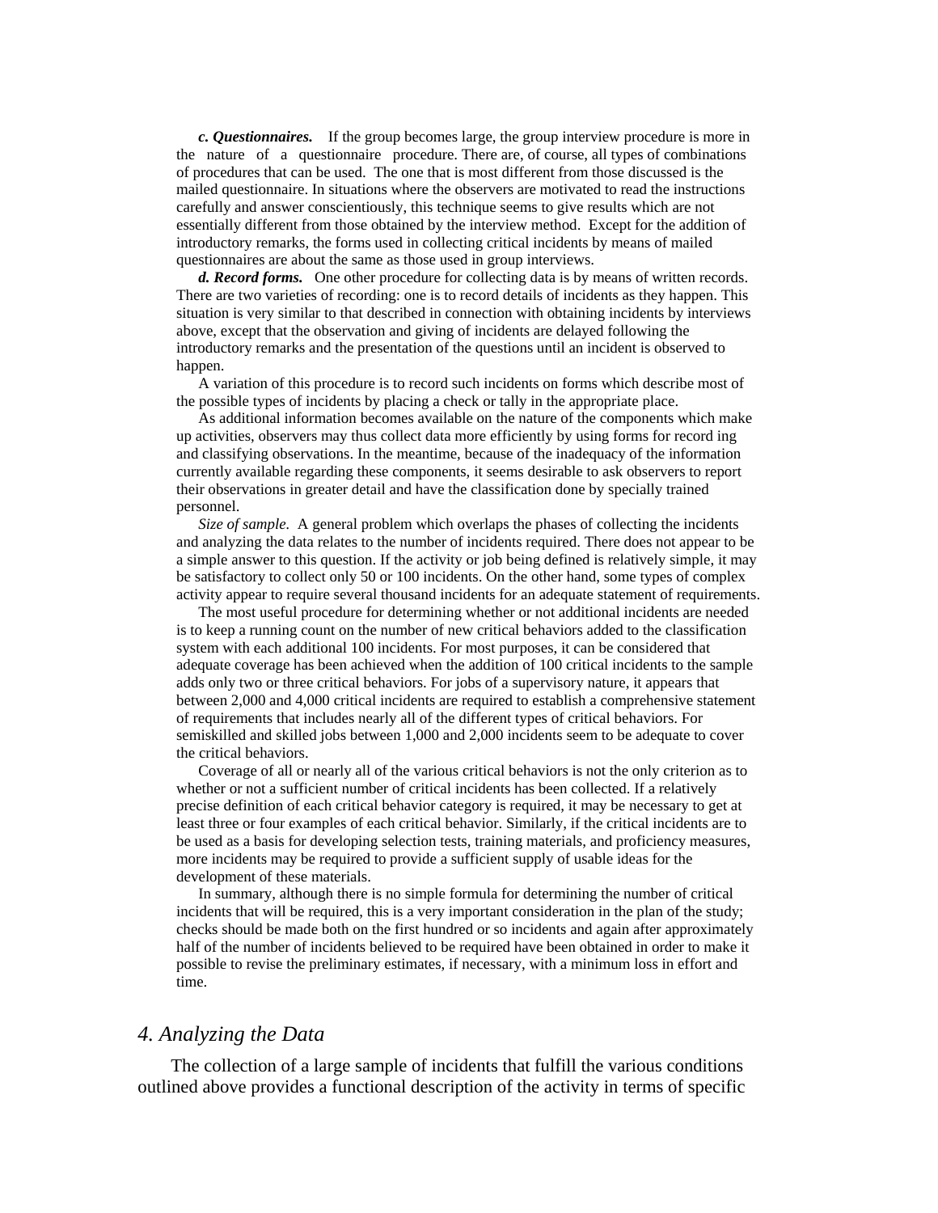***c. Questionnaires.*** If the group becomes large, the group interview procedure is more in the nature of a questionnaire procedure. There are, of course, all types of combinations of procedures that can be used. The one that is most different from those discussed is the mailed questionnaire. In situations where the observers are motivated to read the instructions carefully and answer conscientiously, this technique seems to give results which are not essentially different from those obtained by the interview method. Except for the addition of introductory remarks, the forms used in collecting critical incidents by means of mailed questionnaires are about the same as those used in group interviews.

***d. Record forms.*** One other procedure for collecting data is by means of written records. There are two varieties of recording: one is to record details of incidents as they happen. This situation is very similar to that described in connection with obtaining incidents by interviews above, except that the observation and giving of incidents are delayed following the introductory remarks and the presentation of the questions until an incident is observed to happen.

A variation of this procedure is to record such incidents on forms which describe most of the possible types of incidents by placing a check or tally in the appropriate place.

As additional information becomes available on the nature of the components which make up activities, observers may thus collect data more efficiently by using forms for record ing and classifying observations. In the meantime, because of the inadequacy of the information currently available regarding these components, it seems desirable to ask observers to report their observations in greater detail and have the classification done by specially trained personnel.

*Size of sample.* A general problem which overlaps the phases of collecting the incidents and analyzing the data relates to the number of incidents required. There does not appear to be a simple answer to this question. If the activity or job being defined is relatively simple, it may be satisfactory to collect only 50 or 100 incidents. On the other hand, some types of complex activity appear to require several thousand incidents for an adequate statement of requirements.

The most useful procedure for determining whether or not additional incidents are needed is to keep a running count on the number of new critical behaviors added to the classification system with each additional 100 incidents. For most purposes, it can be considered that adequate coverage has been achieved when the addition of 100 critical incidents to the sample adds only two or three critical behaviors. For jobs of a supervisory nature, it appears that between 2,000 and 4,000 critical incidents are required to establish a comprehensive statement of requirements that includes nearly all of the different types of critical behaviors. For semiskilled and skilled jobs between 1,000 and 2,000 incidents seem to be adequate to cover the critical behaviors.

Coverage of all or nearly all of the various critical behaviors is not the only criterion as to whether or not a sufficient number of critical incidents has been collected. If a relatively precise definition of each critical behavior category is required, it may be necessary to get at least three or four examples of each critical behavior. Similarly, if the critical incidents are to be used as a basis for developing selection tests, training materials, and proficiency measures, more incidents may be required to provide a sufficient supply of usable ideas for the development of these materials.

In summary, although there is no simple formula for determining the number of critical incidents that will be required, this is a very important consideration in the plan of the study; checks should be made both on the first hundred or so incidents and again after approximately half of the number of incidents believed to be required have been obtained in order to make it possible to revise the preliminary estimates, if necessary, with a minimum loss in effort and time.

## *4. Analyzing the Data*

The collection of a large sample of incidents that fulfill the various conditions outlined above provides a functional description of the activity in terms of specific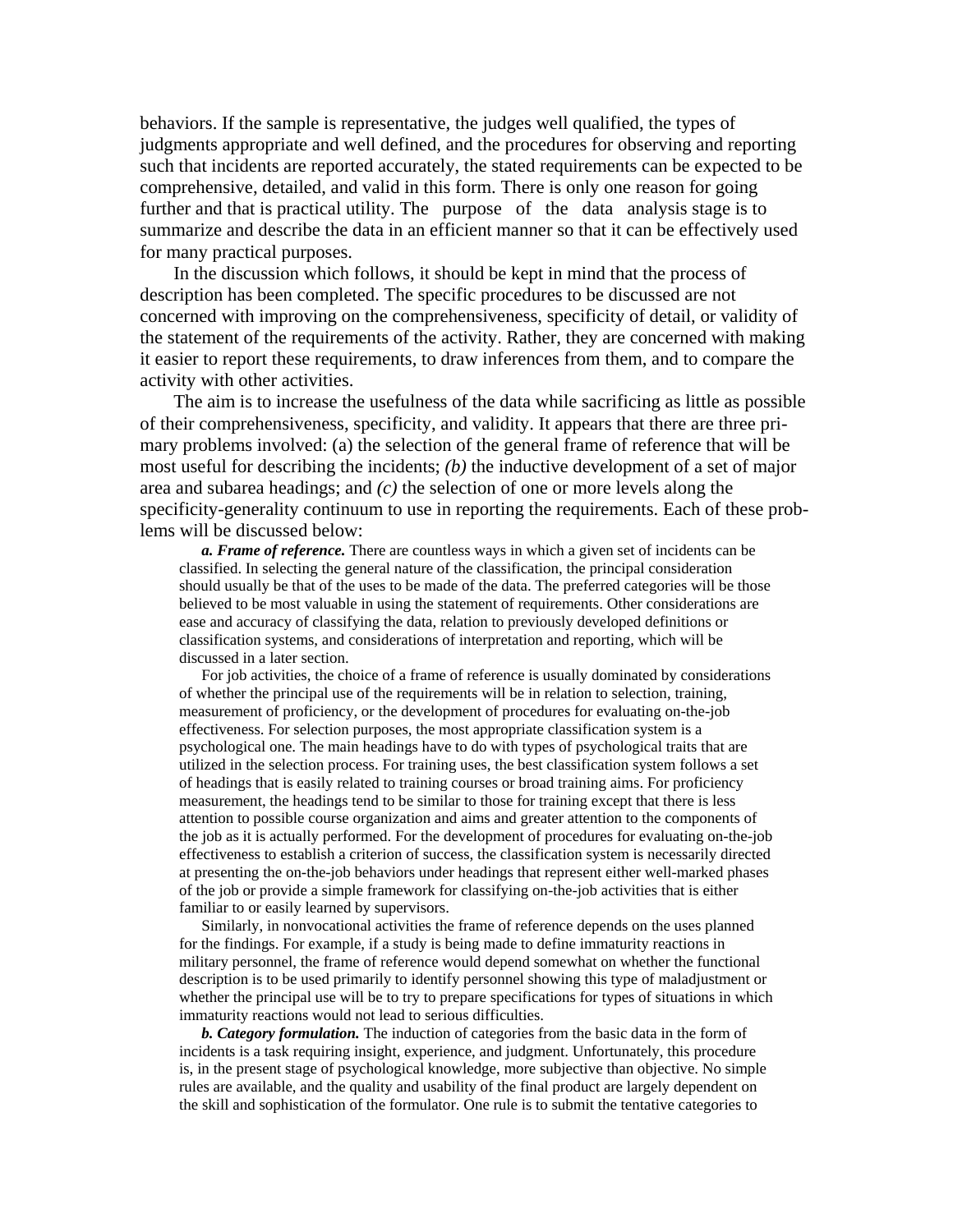behaviors. If the sample is representative, the judges well qualified, the types of judgments appropriate and well defined, and the procedures for observing and reporting such that incidents are reported accurately, the stated requirements can be expected to be comprehensive, detailed, and valid in this form. There is only one reason for going further and that is practical utility. The purpose of the data analysis stage is to summarize and describe the data in an efficient manner so that it can be effectively used for many practical purposes.

In the discussion which follows, it should be kept in mind that the process of description has been completed. The specific procedures to be discussed are not concerned with improving on the comprehensiveness, specificity of detail, or validity of the statement of the requirements of the activity. Rather, they are concerned with making it easier to report these requirements, to draw inferences from them, and to compare the activity with other activities.

The aim is to increase the usefulness of the data while sacrificing as little as possible of their comprehensiveness, specificity, and validity. It appears that there are three primary problems involved: (a) the selection of the general frame of reference that will be most useful for describing the incidents; *(b)* the inductive development of a set of major area and subarea headings; and *(c)* the selection of one or more levels along the specificity-generality continuum to use in reporting the requirements. Each of these problems will be discussed below:

> ***a. Frame of reference.*** There are countless ways in which a given set of incidents can be classified. In selecting the general nature of the classification, the principal consideration should usually be that of the uses to be made of the data. The preferred categories will be those believed to be most valuable in using the statement of requirements. Other considerations are ease and accuracy of classifying the data, relation to previously developed definitions or classification systems, and considerations of interpretation and reporting, which will be discussed in a later section.
>
> For job activities, the choice of a frame of reference is usually dominated by considerations of whether the principal use of the requirements will be in relation to selection, training, measurement of proficiency, or the development of procedures for evaluating on-the-job effectiveness. For selection purposes, the most appropriate classification system is a psychological one. The main headings have to do with types of psychological traits that are utilized in the selection process. For training uses, the best classification system follows a set of headings that is easily related to training courses or broad training aims. For proficiency measurement, the headings tend to be similar to those for training except that there is less attention to possible course organization and aims and greater attention to the components of the job as it is actually performed. For the development of procedures for evaluating on-the-job effectiveness to establish a criterion of success, the classification system is necessarily directed at presenting the on-the-job behaviors under headings that represent either well-marked phases of the job or provide a simple framework for classifying on-the-job activities that is either familiar to or easily learned by supervisors.
>
> Similarly, in nonvocational activities the frame of reference depends on the uses planned for the findings. For example, if a study is being made to define immaturity reactions in military personnel, the frame of reference would depend somewhat on whether the functional description is to be used primarily to identify personnel showing this type of maladjustment or whether the principal use will be to try to prepare specifications for types of situations in which immaturity reactions would not lead to serious difficulties.
>
> ***b. Category formulation.*** The induction of categories from the basic data in the form of incidents is a task requiring insight, experience, and judgment. Unfortunately, this procedure is, in the present stage of psychological knowledge, more subjective than objective. No simple rules are available, and the quality and usability of the final product are largely dependent on the skill and sophistication of the formulator. One rule is to submit the tentative categories to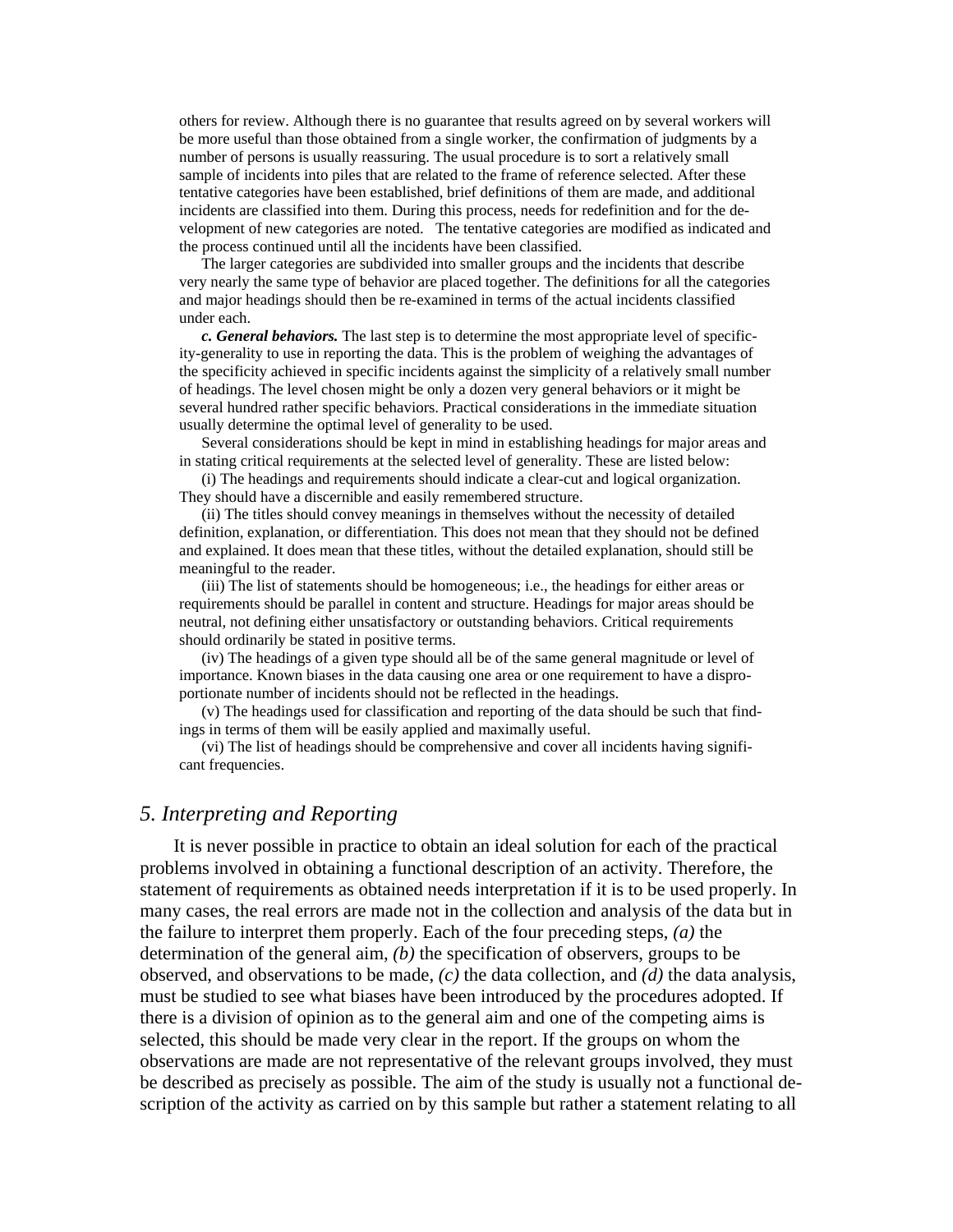others for review. Although there is no guarantee that results agreed on by several workers will be more useful than those obtained from a single worker, the confirmation of judgments by a number of persons is usually reassuring. The usual procedure is to sort a relatively small sample of incidents into piles that are related to the frame of reference selected. After these tentative categories have been established, brief definitions of them are made, and additional incidents are classified into them. During this process, needs for redefinition and for the development of new categories are noted. The tentative categories are modified as indicated and the process continued until all the incidents have been classified.

The larger categories are subdivided into smaller groups and the incidents that describe very nearly the same type of behavior are placed together. The definitions for all the categories and major headings should then be re-examined in terms of the actual incidents classified under each.

***c. General behaviors.*** The last step is to determine the most appropriate level of specificity-generality to use in reporting the data. This is the problem of weighing the advantages of the specificity achieved in specific incidents against the simplicity of a relatively small number of headings. The level chosen might be only a dozen very general behaviors or it might be several hundred rather specific behaviors. Practical considerations in the immediate situation usually determine the optimal level of generality to be used.

Several considerations should be kept in mind in establishing headings for major areas and in stating critical requirements at the selected level of generality. These are listed below:

(i) The headings and requirements should indicate a clear-cut and logical organization. They should have a discernible and easily remembered structure.

(ii) The titles should convey meanings in themselves without the necessity of detailed definition, explanation, or differentiation. This does not mean that they should not be defined and explained. It does mean that these titles, without the detailed explanation, should still be meaningful to the reader.

(iii) The list of statements should be homogeneous; i.e., the headings for either areas or requirements should be parallel in content and structure. Headings for major areas should be neutral, not defining either unsatisfactory or outstanding behaviors. Critical requirements should ordinarily be stated in positive terms.

(iv) The headings of a given type should all be of the same general magnitude or level of importance. Known biases in the data causing one area or one requirement to have a disproportionate number of incidents should not be reflected in the headings.

(v) The headings used for classification and reporting of the data should be such that findings in terms of them will be easily applied and maximally useful.

(vi) The list of headings should be comprehensive and cover all incidents having significant frequencies.

## *5. Interpreting and Reporting*

It is never possible in practice to obtain an ideal solution for each of the practical problems involved in obtaining a functional description of an activity. Therefore, the statement of requirements as obtained needs interpretation if it is to be used properly. In many cases, the real errors are made not in the collection and analysis of the data but in the failure to interpret them properly. Each of the four preceding steps, *(a)* the determination of the general aim, *(b)* the specification of observers, groups to be observed, and observations to be made, *(c)* the data collection, and *(d)* the data analysis, must be studied to see what biases have been introduced by the procedures adopted. If there is a division of opinion as to the general aim and one of the competing aims is selected, this should be made very clear in the report. If the groups on whom the observations are made are not representative of the relevant groups involved, they must be described as precisely as possible. The aim of the study is usually not a functional description of the activity as carried on by this sample but rather a statement relating to all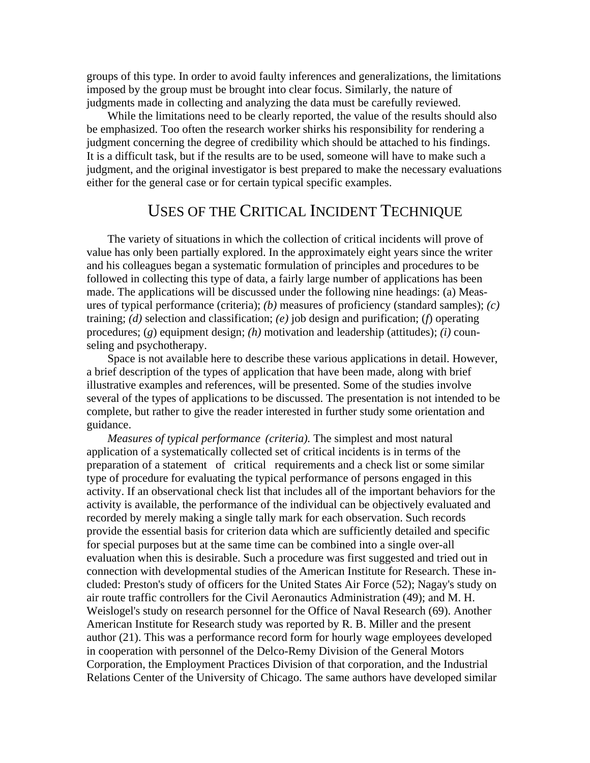groups of this type. In order to avoid faulty inferences and generalizations, the limitations imposed by the group must be brought into clear focus. Similarly, the nature of judgments made in collecting and analyzing the data must be carefully reviewed.

While the limitations need to be clearly reported, the value of the results should also be emphasized. Too often the research worker shirks his responsibility for rendering a judgment concerning the degree of credibility which should be attached to his findings. It is a difficult task, but if the results are to be used, someone will have to make such a judgment, and the original investigator is best prepared to make the necessary evaluations either for the general case or for certain typical specific examples.

## USES OF THE CRITICAL INCIDENT TECHNIQUE

The variety of situations in which the collection of critical incidents will prove of value has only been partially explored. In the approximately eight years since the writer and his colleagues began a systematic formulation of principles and procedures to be followed in collecting this type of data, a fairly large number of applications has been made. The applications will be discussed under the following nine headings: (a) Measures of typical performance (criteria); *(b)* measures of proficiency (standard samples); *(c)* training; *(d)* selection and classification; *(e)* job design and purification; (*f*) operating procedures; (*g*) equipment design; *(h)* motivation and leadership (attitudes); *(i)* counseling and psychotherapy.

Space is not available here to describe these various applications in detail. However, a brief description of the types of application that have been made, along with brief illustrative examples and references, will be presented. Some of the studies involve several of the types of applications to be discussed. The presentation is not intended to be complete, but rather to give the reader interested in further study some orientation and guidance.

*Measures of typical performance (criteria).* The simplest and most natural application of a systematically collected set of critical incidents is in terms of the preparation of a statement of critical requirements and a check list or some similar type of procedure for evaluating the typical performance of persons engaged in this activity. If an observational check list that includes all of the important behaviors for the activity is available, the performance of the individual can be objectively evaluated and recorded by merely making a single tally mark for each observation. Such records provide the essential basis for criterion data which are sufficiently detailed and specific for special purposes but at the same time can be combined into a single over-all evaluation when this is desirable. Such a procedure was first suggested and tried out in connection with developmental studies of the American Institute for Research. These included: Preston's study of officers for the United States Air Force (52); Nagay's study on air route traffic controllers for the Civil Aeronautics Administration (49); and M. H. Weislogel's study on research personnel for the Office of Naval Research (69). Another American Institute for Research study was reported by R. B. Miller and the present author (21). This was a performance record form for hourly wage employees developed in cooperation with personnel of the Delco-Remy Division of the General Motors Corporation, the Employment Practices Division of that corporation, and the Industrial Relations Center of the University of Chicago. The same authors have developed similar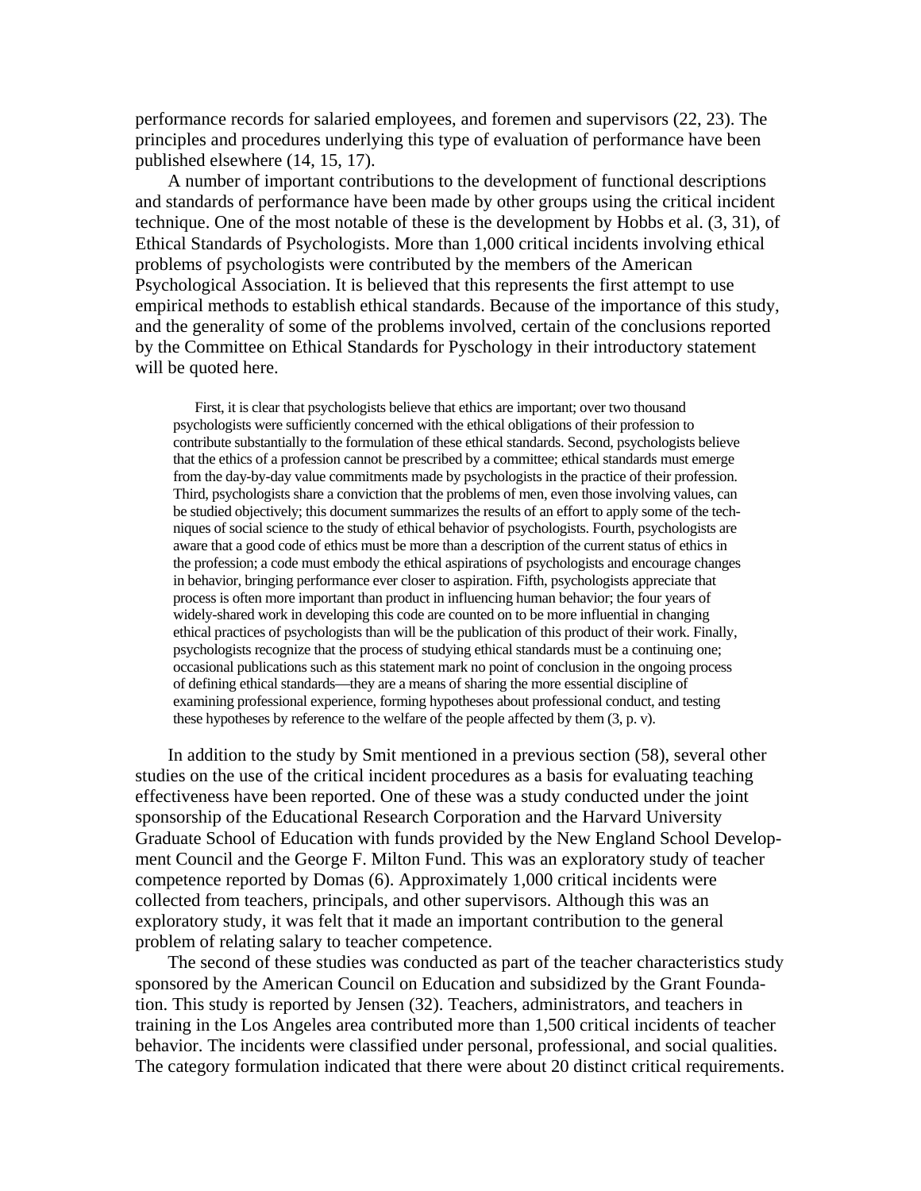performance records for salaried employees, and foremen and supervisors (22, 23). The principles and procedures underlying this type of evaluation of performance have been published elsewhere (14, 15, 17).

A number of important contributions to the development of functional descriptions and standards of performance have been made by other groups using the critical incident technique. One of the most notable of these is the development by Hobbs et al. (3, 31), of Ethical Standards of Psychologists. More than 1,000 critical incidents involving ethical problems of psychologists were contributed by the members of the American Psychological Association. It is believed that this represents the first attempt to use empirical methods to establish ethical standards. Because of the importance of this study, and the generality of some of the problems involved, certain of the conclusions reported by the Committee on Ethical Standards for Pyschology in their introductory statement will be quoted here.

> First, it is clear that psychologists believe that ethics are important; over two thousand psychologists were sufficiently concerned with the ethical obligations of their profession to contribute substantially to the formulation of these ethical standards. Second, psychologists believe that the ethics of a profession cannot be prescribed by a committee; ethical standards must emerge from the day-by-day value commitments made by psychologists in the practice of their profession. Third, psychologists share a conviction that the problems of men, even those involving values, can be studied objectively; this document summarizes the results of an effort to apply some of the techniques of social science to the study of ethical behavior of psychologists. Fourth, psychologists are aware that a good code of ethics must be more than a description of the current status of ethics in the profession; a code must embody the ethical aspirations of psychologists and encourage changes in behavior, bringing performance ever closer to aspiration. Fifth, psychologists appreciate that process is often more important than product in influencing human behavior; the four years of widely-shared work in developing this code are counted on to be more influential in changing ethical practices of psychologists than will be the publication of this product of their work. Finally, psychologists recognize that the process of studying ethical standards must be a continuing one; occasional publications such as this statement mark no point of conclusion in the ongoing process of defining ethical standards—they are a means of sharing the more essential discipline of examining professional experience, forming hypotheses about professional conduct, and testing these hypotheses by reference to the welfare of the people affected by them (3, p. v).

In addition to the study by Smit mentioned in a previous section (58), several other studies on the use of the critical incident procedures as a basis for evaluating teaching effectiveness have been reported. One of these was a study conducted under the joint sponsorship of the Educational Research Corporation and the Harvard University Graduate School of Education with funds provided by the New England School Development Council and the George F. Milton Fund. This was an exploratory study of teacher competence reported by Domas (6). Approximately 1,000 critical incidents were collected from teachers, principals, and other supervisors. Although this was an exploratory study, it was felt that it made an important contribution to the general problem of relating salary to teacher competence.

The second of these studies was conducted as part of the teacher characteristics study sponsored by the American Council on Education and subsidized by the Grant Foundation. This study is reported by Jensen (32). Teachers, administrators, and teachers in training in the Los Angeles area contributed more than 1,500 critical incidents of teacher behavior. The incidents were classified under personal, professional, and social qualities. The category formulation indicated that there were about 20 distinct critical requirements.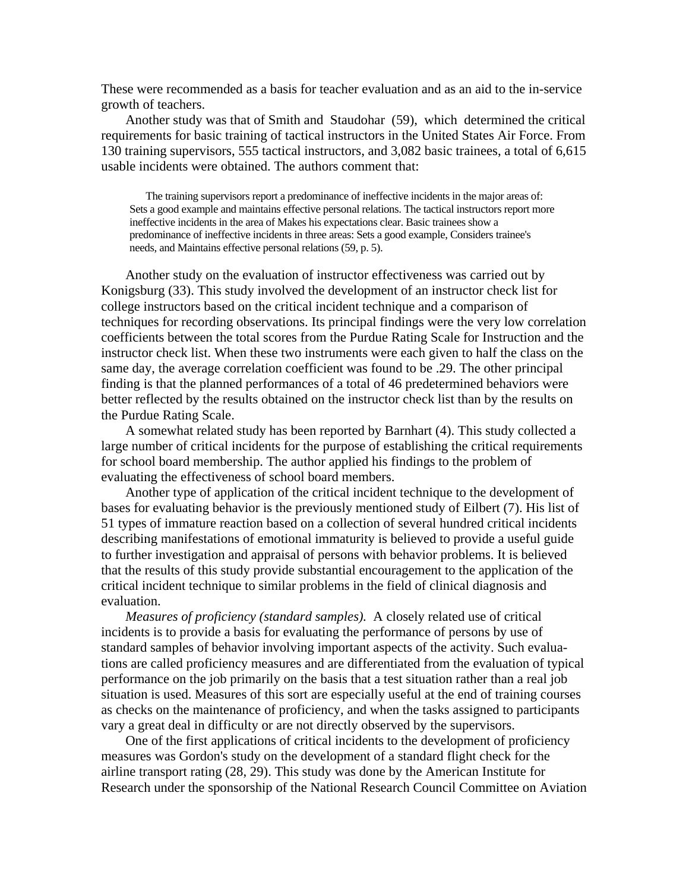These were recommended as a basis for teacher evaluation and as an aid to the in-service growth of teachers.

Another study was that of Smith and Staudohar (59), which determined the critical requirements for basic training of tactical instructors in the United States Air Force. From 130 training supervisors, 555 tactical instructors, and 3,082 basic trainees, a total of 6,615 usable incidents were obtained. The authors comment that:

> The training supervisors report a predominance of ineffective incidents in the major areas of: Sets a good example and maintains effective personal relations. The tactical instructors report more ineffective incidents in the area of Makes his expectations clear. Basic trainees show a predominance of ineffective incidents in three areas: Sets a good example, Considers trainee's needs, and Maintains effective personal relations (59, p. 5).

Another study on the evaluation of instructor effectiveness was carried out by Konigsburg (33). This study involved the development of an instructor check list for college instructors based on the critical incident technique and a comparison of techniques for recording observations. Its principal findings were the very low correlation coefficients between the total scores from the Purdue Rating Scale for Instruction and the instructor check list. When these two instruments were each given to half the class on the same day, the average correlation coefficient was found to be .29. The other principal finding is that the planned performances of a total of 46 predetermined behaviors were better reflected by the results obtained on the instructor check list than by the results on the Purdue Rating Scale.

A somewhat related study has been reported by Barnhart (4). This study collected a large number of critical incidents for the purpose of establishing the critical requirements for school board membership. The author applied his findings to the problem of evaluating the effectiveness of school board members.

Another type of application of the critical incident technique to the development of bases for evaluating behavior is the previously mentioned study of Eilbert (7). His list of 51 types of immature reaction based on a collection of several hundred critical incidents describing manifestations of emotional immaturity is believed to provide a useful guide to further investigation and appraisal of persons with behavior problems. It is believed that the results of this study provide substantial encouragement to the application of the critical incident technique to similar problems in the field of clinical diagnosis and evaluation.

*Measures of proficiency (standard samples).* A closely related use of critical incidents is to provide a basis for evaluating the performance of persons by use of standard samples of behavior involving important aspects of the activity. Such evaluations are called proficiency measures and are differentiated from the evaluation of typical performance on the job primarily on the basis that a test situation rather than a real job situation is used. Measures of this sort are especially useful at the end of training courses as checks on the maintenance of proficiency, and when the tasks assigned to participants vary a great deal in difficulty or are not directly observed by the supervisors.

One of the first applications of critical incidents to the development of proficiency measures was Gordon's study on the development of a standard flight check for the airline transport rating (28, 29). This study was done by the American Institute for Research under the sponsorship of the National Research Council Committee on Aviation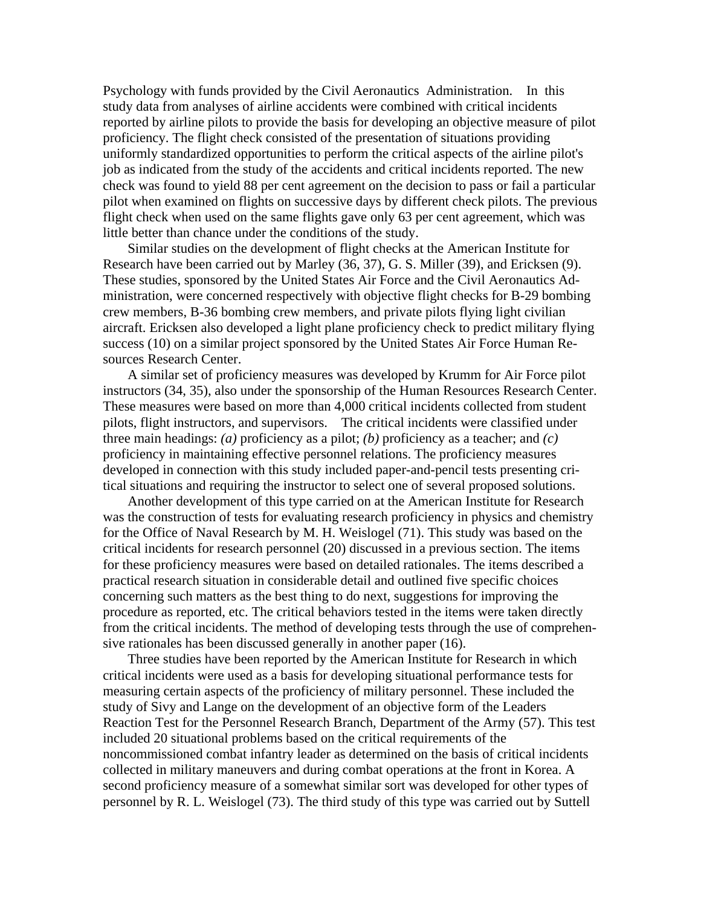Psychology with funds provided by the Civil Aeronautics Administration. In this study data from analyses of airline accidents were combined with critical incidents reported by airline pilots to provide the basis for developing an objective measure of pilot proficiency. The flight check consisted of the presentation of situations providing uniformly standardized opportunities to perform the critical aspects of the airline pilot's job as indicated from the study of the accidents and critical incidents reported. The new check was found to yield 88 per cent agreement on the decision to pass or fail a particular pilot when examined on flights on successive days by different check pilots. The previous flight check when used on the same flights gave only 63 per cent agreement, which was little better than chance under the conditions of the study.

Similar studies on the development of flight checks at the American Institute for Research have been carried out by Marley (36, 37), G. S. Miller (39), and Ericksen (9). These studies, sponsored by the United States Air Force and the Civil Aeronautics Administration, were concerned respectively with objective flight checks for B-29 bombing crew members, B-36 bombing crew members, and private pilots flying light civilian aircraft. Ericksen also developed a light plane proficiency check to predict military flying success (10) on a similar project sponsored by the United States Air Force Human Resources Research Center.

A similar set of proficiency measures was developed by Krumm for Air Force pilot instructors (34, 35), also under the sponsorship of the Human Resources Research Center. These measures were based on more than 4,000 critical incidents collected from student pilots, flight instructors, and supervisors. The critical incidents were classified under three main headings: *(a)* proficiency as a pilot; *(b)* proficiency as a teacher; and *(c)* proficiency in maintaining effective personnel relations. The proficiency measures developed in connection with this study included paper-and-pencil tests presenting critical situations and requiring the instructor to select one of several proposed solutions.

Another development of this type carried on at the American Institute for Research was the construction of tests for evaluating research proficiency in physics and chemistry for the Office of Naval Research by M. H. Weislogel (71). This study was based on the critical incidents for research personnel (20) discussed in a previous section. The items for these proficiency measures were based on detailed rationales. The items described a practical research situation in considerable detail and outlined five specific choices concerning such matters as the best thing to do next, suggestions for improving the procedure as reported, etc. The critical behaviors tested in the items were taken directly from the critical incidents. The method of developing tests through the use of comprehensive rationales has been discussed generally in another paper (16).

Three studies have been reported by the American Institute for Research in which critical incidents were used as a basis for developing situational performance tests for measuring certain aspects of the proficiency of military personnel. These included the study of Sivy and Lange on the development of an objective form of the Leaders Reaction Test for the Personnel Research Branch, Department of the Army (57). This test included 20 situational problems based on the critical requirements of the noncommissioned combat infantry leader as determined on the basis of critical incidents collected in military maneuvers and during combat operations at the front in Korea. A second proficiency measure of a somewhat similar sort was developed for other types of personnel by R. L. Weislogel (73). The third study of this type was carried out by Suttell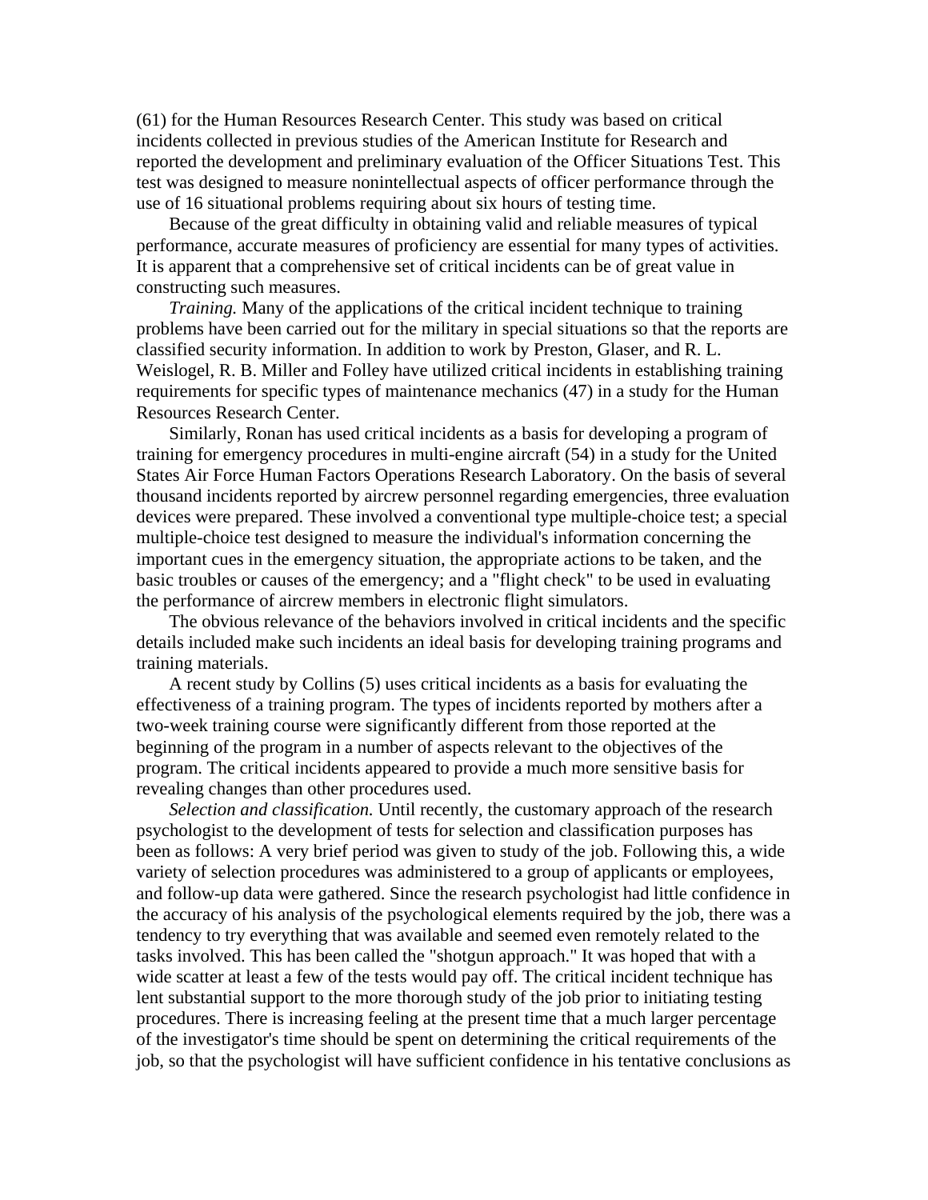(61) for the Human Resources Research Center. This study was based on critical incidents collected in previous studies of the American Institute for Research and reported the development and preliminary evaluation of the Officer Situations Test. This test was designed to measure nonintellectual aspects of officer performance through the use of 16 situational problems requiring about six hours of testing time.

Because of the great difficulty in obtaining valid and reliable measures of typical performance, accurate measures of proficiency are essential for many types of activities. It is apparent that a comprehensive set of critical incidents can be of great value in constructing such measures.

*Training.* Many of the applications of the critical incident technique to training problems have been carried out for the military in special situations so that the reports are classified security information. In addition to work by Preston, Glaser, and R. L. Weislogel, R. B. Miller and Folley have utilized critical incidents in establishing training requirements for specific types of maintenance mechanics (47) in a study for the Human Resources Research Center.

Similarly, Ronan has used critical incidents as a basis for developing a program of training for emergency procedures in multi-engine aircraft (54) in a study for the United States Air Force Human Factors Operations Research Laboratory. On the basis of several thousand incidents reported by aircrew personnel regarding emergencies, three evaluation devices were prepared. These involved a conventional type multiple-choice test; a special multiple-choice test designed to measure the individual's information concerning the important cues in the emergency situation, the appropriate actions to be taken, and the basic troubles or causes of the emergency; and a "flight check" to be used in evaluating the performance of aircrew members in electronic flight simulators.

The obvious relevance of the behaviors involved in critical incidents and the specific details included make such incidents an ideal basis for developing training programs and training materials.

A recent study by Collins (5) uses critical incidents as a basis for evaluating the effectiveness of a training program. The types of incidents reported by mothers after a two-week training course were significantly different from those reported at the beginning of the program in a number of aspects relevant to the objectives of the program. The critical incidents appeared to provide a much more sensitive basis for revealing changes than other procedures used.

*Selection and classification.* Until recently, the customary approach of the research psychologist to the development of tests for selection and classification purposes has been as follows: A very brief period was given to study of the job. Following this, a wide variety of selection procedures was administered to a group of applicants or employees, and follow-up data were gathered. Since the research psychologist had little confidence in the accuracy of his analysis of the psychological elements required by the job, there was a tendency to try everything that was available and seemed even remotely related to the tasks involved. This has been called the "shotgun approach." It was hoped that with a wide scatter at least a few of the tests would pay off. The critical incident technique has lent substantial support to the more thorough study of the job prior to initiating testing procedures. There is increasing feeling at the present time that a much larger percentage of the investigator's time should be spent on determining the critical requirements of the job, so that the psychologist will have sufficient confidence in his tentative conclusions as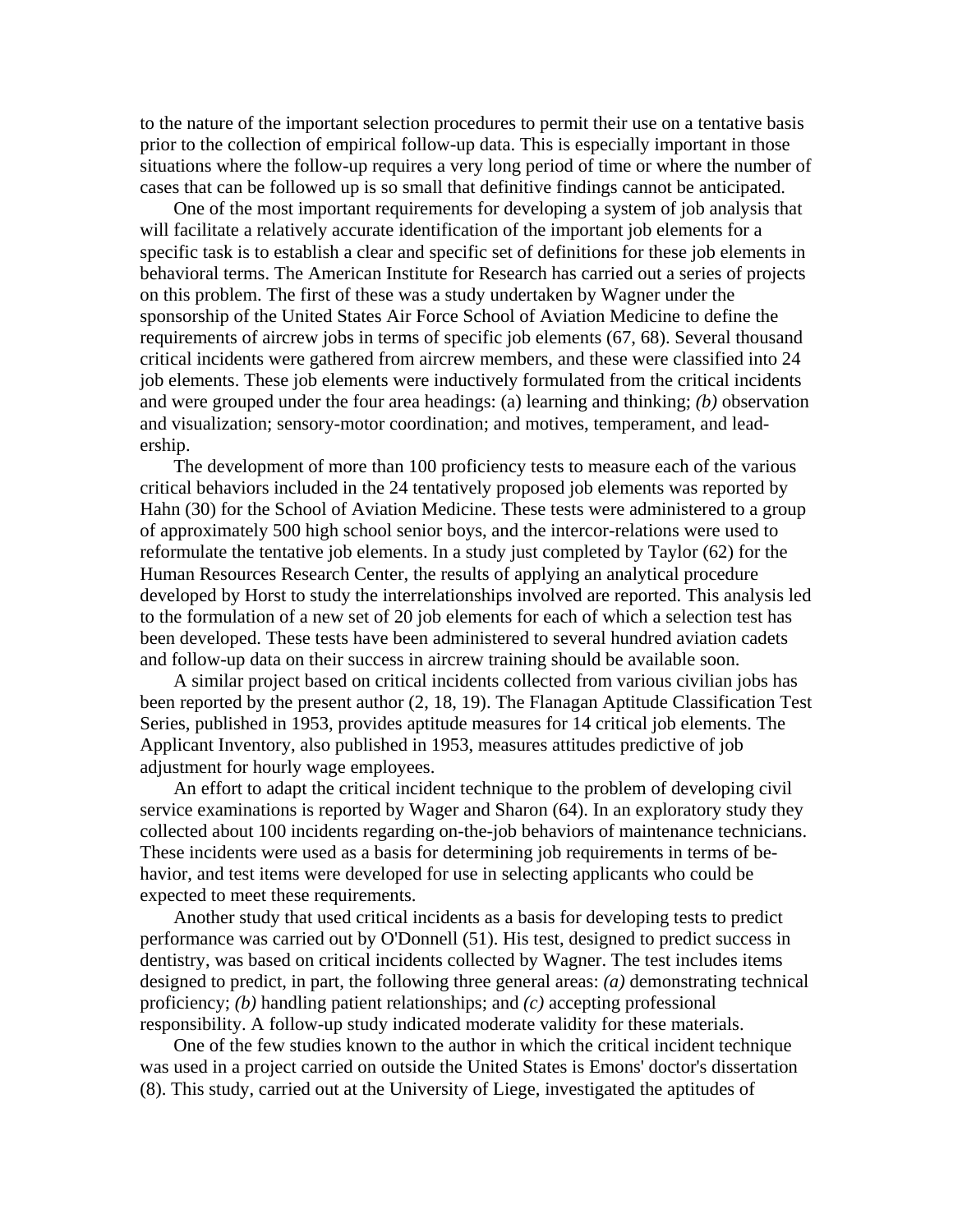to the nature of the important selection procedures to permit their use on a tentative basis prior to the collection of empirical follow-up data. This is especially important in those situations where the follow-up requires a very long period of time or where the number of cases that can be followed up is so small that definitive findings cannot be anticipated.

One of the most important requirements for developing a system of job analysis that will facilitate a relatively accurate identification of the important job elements for a specific task is to establish a clear and specific set of definitions for these job elements in behavioral terms. The American Institute for Research has carried out a series of projects on this problem. The first of these was a study undertaken by Wagner under the sponsorship of the United States Air Force School of Aviation Medicine to define the requirements of aircrew jobs in terms of specific job elements (67, 68). Several thousand critical incidents were gathered from aircrew members, and these were classified into 24 job elements. These job elements were inductively formulated from the critical incidents and were grouped under the four area headings: (a) learning and thinking; *(b)* observation and visualization; sensory-motor coordination; and motives, temperament, and leadership.

The development of more than 100 proficiency tests to measure each of the various critical behaviors included in the 24 tentatively proposed job elements was reported by Hahn (30) for the School of Aviation Medicine. These tests were administered to a group of approximately 500 high school senior boys, and the intercor-relations were used to reformulate the tentative job elements. In a study just completed by Taylor (62) for the Human Resources Research Center, the results of applying an analytical procedure developed by Horst to study the interrelationships involved are reported. This analysis led to the formulation of a new set of 20 job elements for each of which a selection test has been developed. These tests have been administered to several hundred aviation cadets and follow-up data on their success in aircrew training should be available soon.

A similar project based on critical incidents collected from various civilian jobs has been reported by the present author (2, 18, 19). The Flanagan Aptitude Classification Test Series, published in 1953, provides aptitude measures for 14 critical job elements. The Applicant Inventory, also published in 1953, measures attitudes predictive of job adjustment for hourly wage employees.

An effort to adapt the critical incident technique to the problem of developing civil service examinations is reported by Wager and Sharon (64). In an exploratory study they collected about 100 incidents regarding on-the-job behaviors of maintenance technicians. These incidents were used as a basis for determining job requirements in terms of behavior, and test items were developed for use in selecting applicants who could be expected to meet these requirements.

Another study that used critical incidents as a basis for developing tests to predict performance was carried out by O'Donnell (51). His test, designed to predict success in dentistry, was based on critical incidents collected by Wagner. The test includes items designed to predict, in part, the following three general areas: *(a)* demonstrating technical proficiency; *(b)* handling patient relationships; and *(c)* accepting professional responsibility. A follow-up study indicated moderate validity for these materials.

One of the few studies known to the author in which the critical incident technique was used in a project carried on outside the United States is Emons' doctor's dissertation (8). This study, carried out at the University of Liege, investigated the aptitudes of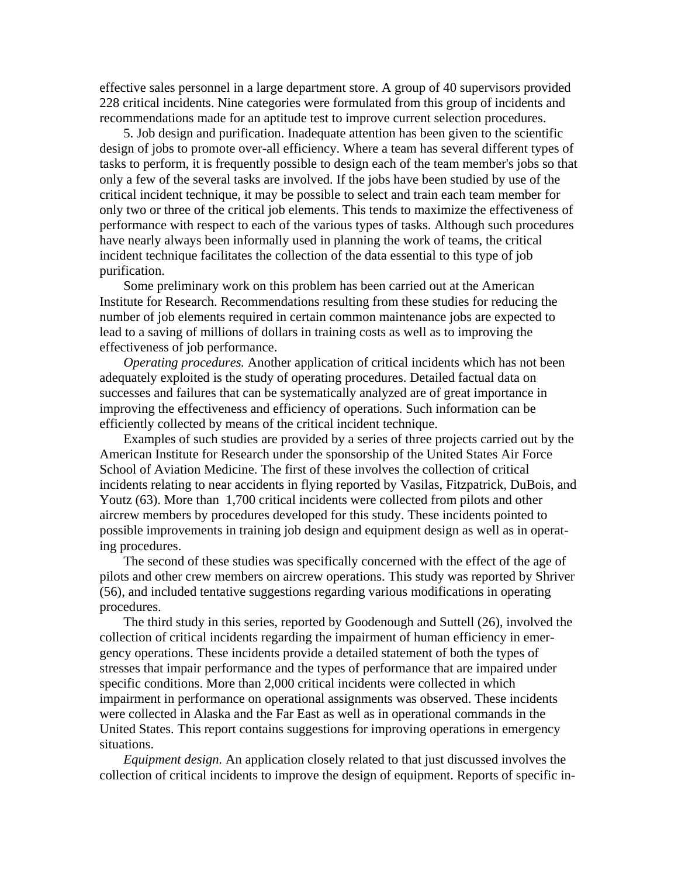effective sales personnel in a large department store. A group of 40 supervisors provided 228 critical incidents. Nine categories were formulated from this group of incidents and recommendations made for an aptitude test to improve current selection procedures.

5. Job design and purification. Inadequate attention has been given to the scientific design of jobs to promote over-all efficiency. Where a team has several different types of tasks to perform, it is frequently possible to design each of the team member's jobs so that only a few of the several tasks are involved. If the jobs have been studied by use of the critical incident technique, it may be possible to select and train each team member for only two or three of the critical job elements. This tends to maximize the effectiveness of performance with respect to each of the various types of tasks. Although such procedures have nearly always been informally used in planning the work of teams, the critical incident technique facilitates the collection of the data essential to this type of job purification.

Some preliminary work on this problem has been carried out at the American Institute for Research. Recommendations resulting from these studies for reducing the number of job elements required in certain common maintenance jobs are expected to lead to a saving of millions of dollars in training costs as well as to improving the effectiveness of job performance.

*Operating procedures.* Another application of critical incidents which has not been adequately exploited is the study of operating procedures. Detailed factual data on successes and failures that can be systematically analyzed are of great importance in improving the effectiveness and efficiency of operations. Such information can be efficiently collected by means of the critical incident technique.

Examples of such studies are provided by a series of three projects carried out by the American Institute for Research under the sponsorship of the United States Air Force School of Aviation Medicine. The first of these involves the collection of critical incidents relating to near accidents in flying reported by Vasilas, Fitzpatrick, DuBois, and Youtz (63). More than 1,700 critical incidents were collected from pilots and other aircrew members by procedures developed for this study. These incidents pointed to possible improvements in training job design and equipment design as well as in operating procedures.

The second of these studies was specifically concerned with the effect of the age of pilots and other crew members on aircrew operations. This study was reported by Shriver (56), and included tentative suggestions regarding various modifications in operating procedures.

The third study in this series, reported by Goodenough and Suttell (26), involved the collection of critical incidents regarding the impairment of human efficiency in emergency operations. These incidents provide a detailed statement of both the types of stresses that impair performance and the types of performance that are impaired under specific conditions. More than 2,000 critical incidents were collected in which impairment in performance on operational assignments was observed. These incidents were collected in Alaska and the Far East as well as in operational commands in the United States. This report contains suggestions for improving operations in emergency situations.

*Equipment design.* An application closely related to that just discussed involves the collection of critical incidents to improve the design of equipment. Reports of specific in-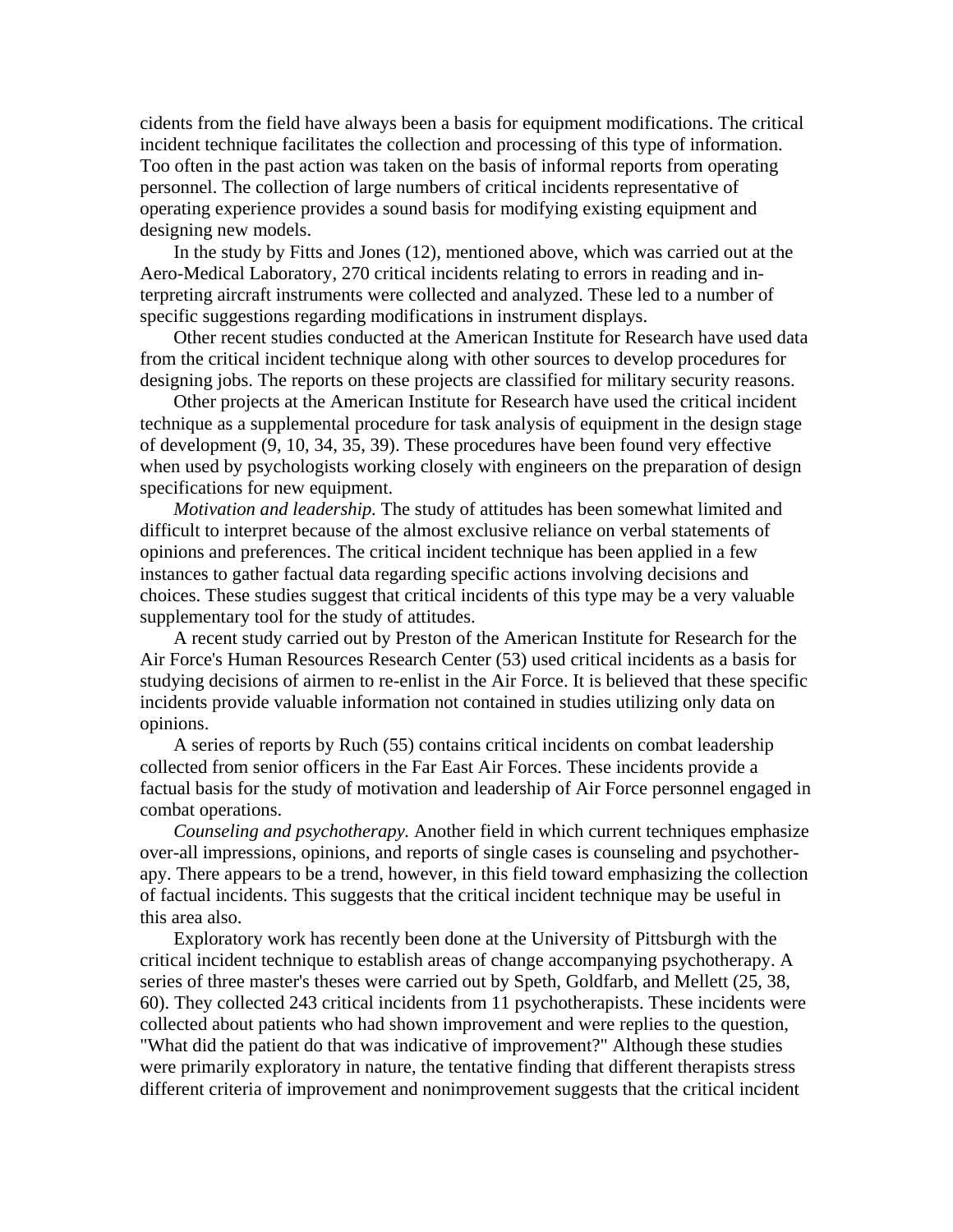cidents from the field have always been a basis for equipment modifications. The critical incident technique facilitates the collection and processing of this type of information. Too often in the past action was taken on the basis of informal reports from operating personnel. The collection of large numbers of critical incidents representative of operating experience provides a sound basis for modifying existing equipment and designing new models.

In the study by Fitts and Jones (12), mentioned above, which was carried out at the Aero-Medical Laboratory, 270 critical incidents relating to errors in reading and interpreting aircraft instruments were collected and analyzed. These led to a number of specific suggestions regarding modifications in instrument displays.

Other recent studies conducted at the American Institute for Research have used data from the critical incident technique along with other sources to develop procedures for designing jobs. The reports on these projects are classified for military security reasons.

Other projects at the American Institute for Research have used the critical incident technique as a supplemental procedure for task analysis of equipment in the design stage of development (9, 10, 34, 35, 39). These procedures have been found very effective when used by psychologists working closely with engineers on the preparation of design specifications for new equipment.

*Motivation and leadership.* The study of attitudes has been somewhat limited and difficult to interpret because of the almost exclusive reliance on verbal statements of opinions and preferences. The critical incident technique has been applied in a few instances to gather factual data regarding specific actions involving decisions and choices. These studies suggest that critical incidents of this type may be a very valuable supplementary tool for the study of attitudes.

A recent study carried out by Preston of the American Institute for Research for the Air Force's Human Resources Research Center (53) used critical incidents as a basis for studying decisions of airmen to re-enlist in the Air Force. It is believed that these specific incidents provide valuable information not contained in studies utilizing only data on opinions.

A series of reports by Ruch (55) contains critical incidents on combat leadership collected from senior officers in the Far East Air Forces. These incidents provide a factual basis for the study of motivation and leadership of Air Force personnel engaged in combat operations.

*Counseling and psychotherapy.* Another field in which current techniques emphasize over-all impressions, opinions, and reports of single cases is counseling and psychotherapy. There appears to be a trend, however, in this field toward emphasizing the collection of factual incidents. This suggests that the critical incident technique may be useful in this area also.

Exploratory work has recently been done at the University of Pittsburgh with the critical incident technique to establish areas of change accompanying psychotherapy. A series of three master's theses were carried out by Speth, Goldfarb, and Mellett (25, 38, 60). They collected 243 critical incidents from 11 psychotherapists. These incidents were collected about patients who had shown improvement and were replies to the question, "What did the patient do that was indicative of improvement?" Although these studies were primarily exploratory in nature, the tentative finding that different therapists stress different criteria of improvement and nonimprovement suggests that the critical incident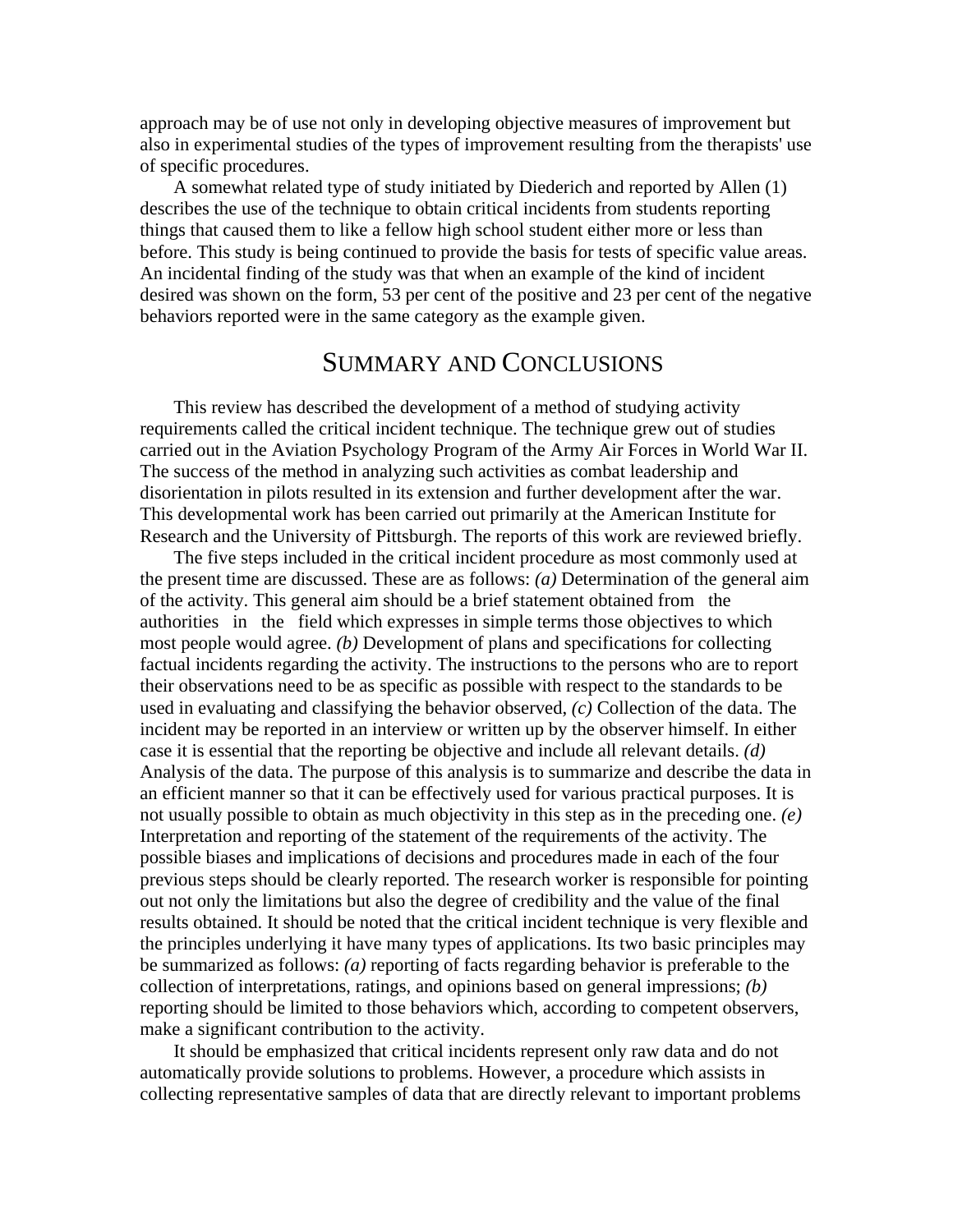approach may be of use not only in developing objective measures of improvement but also in experimental studies of the types of improvement resulting from the therapists' use of specific procedures.

A somewhat related type of study initiated by Diederich and reported by Allen (1) describes the use of the technique to obtain critical incidents from students reporting things that caused them to like a fellow high school student either more or less than before. This study is being continued to provide the basis for tests of specific value areas. An incidental finding of the study was that when an example of the kind of incident desired was shown on the form, 53 per cent of the positive and 23 per cent of the negative behaviors reported were in the same category as the example given.

## SUMMARY AND CONCLUSIONS

This review has described the development of a method of studying activity requirements called the critical incident technique. The technique grew out of studies carried out in the Aviation Psychology Program of the Army Air Forces in World War II. The success of the method in analyzing such activities as combat leadership and disorientation in pilots resulted in its extension and further development after the war. This developmental work has been carried out primarily at the American Institute for Research and the University of Pittsburgh. The reports of this work are reviewed briefly.

The five steps included in the critical incident procedure as most commonly used at the present time are discussed. These are as follows: *(a)* Determination of the general aim of the activity. This general aim should be a brief statement obtained from the authorities in the field which expresses in simple terms those objectives to which most people would agree. *(b)* Development of plans and specifications for collecting factual incidents regarding the activity. The instructions to the persons who are to report their observations need to be as specific as possible with respect to the standards to be used in evaluating and classifying the behavior observed, *(c)* Collection of the data. The incident may be reported in an interview or written up by the observer himself. In either case it is essential that the reporting be objective and include all relevant details. *(d)* Analysis of the data. The purpose of this analysis is to summarize and describe the data in an efficient manner so that it can be effectively used for various practical purposes. It is not usually possible to obtain as much objectivity in this step as in the preceding one. *(e)* Interpretation and reporting of the statement of the requirements of the activity. The possible biases and implications of decisions and procedures made in each of the four previous steps should be clearly reported. The research worker is responsible for pointing out not only the limitations but also the degree of credibility and the value of the final results obtained. It should be noted that the critical incident technique is very flexible and the principles underlying it have many types of applications. Its two basic principles may be summarized as follows: *(a)* reporting of facts regarding behavior is preferable to the collection of interpretations, ratings, and opinions based on general impressions; *(b)* reporting should be limited to those behaviors which, according to competent observers, make a significant contribution to the activity.

It should be emphasized that critical incidents represent only raw data and do not automatically provide solutions to problems. However, a procedure which assists in collecting representative samples of data that are directly relevant to important problems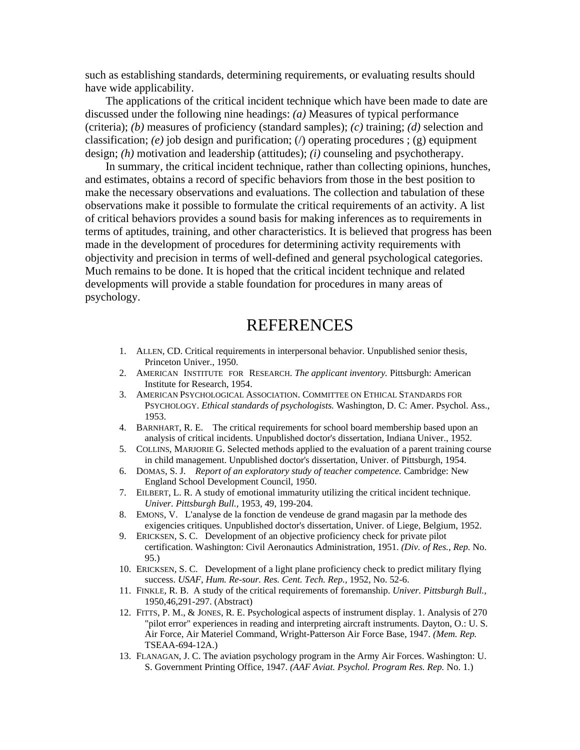such as establishing standards, determining requirements, or evaluating results should have wide applicability.

The applications of the critical incident technique which have been made to date are discussed under the following nine headings: *(a)* Measures of typical performance (criteria); *(b)* measures of proficiency (standard samples); *(c)* training; *(d)* selection and classification; *(e)* job design and purification; (/) operating procedures ; (g) equipment design; *(h)* motivation and leadership (attitudes); *(i)* counseling and psychotherapy.

In summary, the critical incident technique, rather than collecting opinions, hunches, and estimates, obtains a record of specific behaviors from those in the best position to make the necessary observations and evaluations. The collection and tabulation of these observations make it possible to formulate the critical requirements of an activity. A list of critical behaviors provides a sound basis for making inferences as to requirements in terms of aptitudes, training, and other characteristics. It is believed that progress has been made in the development of procedures for determining activity requirements with objectivity and precision in terms of well-defined and general psychological categories. Much remains to be done. It is hoped that the critical incident technique and related developments will provide a stable foundation for procedures in many areas of psychology.

# REFERENCES

1. ALLEN, CD. Critical requirements in interpersonal behavior. Unpublished senior thesis, Princeton Univer., 1950.
2. AMERICAN INSTITUTE FOR RESEARCH. *The applicant inventory.* Pittsburgh: American Institute for Research, 1954.
3. AMERICAN PSYCHOLOGICAL ASSOCIATION. COMMITTEE ON ETHICAL STANDARDS FOR PSYCHOLOGY. *Ethical standards of psychologists.* Washington, D. C: Amer. Psychol. Ass., 1953.
4. BARNHART, R. E. The critical requirements for school board membership based upon an analysis of critical incidents. Unpublished doctor's dissertation, Indiana Univer., 1952.
5. COLLINS, MARJORIE G. Selected methods applied to the evaluation of a parent training course in child management. Unpublished doctor's dissertation, Univer. of Pittsburgh, 1954.
6. DOMAS, S. J. *Report of an exploratory study of teacher competence.* Cambridge: New England School Development Council, 1950.
7. EILBERT, L. R. A study of emotional immaturity utilizing the critical incident technique. *Univer. Pittsburgh Bull.,* 1953, 49, 199-204.
8. EMONS, V. L'analyse de la fonction de vendeuse de grand magasin par la methode des exigencies critiques. Unpublished doctor's dissertation, Univer. of Liege, Belgium, 1952.
9. ERICKSEN, S. C. Development of an objective proficiency check for private pilot certification. Washington: Civil Aeronautics Administration, 1951. *(Div. of Res., Rep.* No. 95.)
10. ERICKSEN, S. C. Development of a light plane proficiency check to predict military flying success. *USAF, Hum. Re-sour. Res. Cent. Tech. Rep.,* 1952, No. 52-6.
11. FINKLE, R. B. A study of the critical requirements of foremanship. *Univer. Pittsburgh Bull.,* 1950,46,291-297. (Abstract)
12. FITTS, P. M., & JONES, R. E. Psychological aspects of instrument display. 1. Analysis of 270 "pilot error" experiences in reading and interpreting aircraft instruments. Dayton, O.: U. S. Air Force, Air Materiel Command, Wright-Patterson Air Force Base, 1947. *(Mem. Rep.* TSEAA-694-12A.)
13. FLANAGAN, J. C. The aviation psychology program in the Army Air Forces. Washington: U. S. Government Printing Office, 1947. *(AAF Aviat. Psychol. Program Res. Rep.* No. 1.)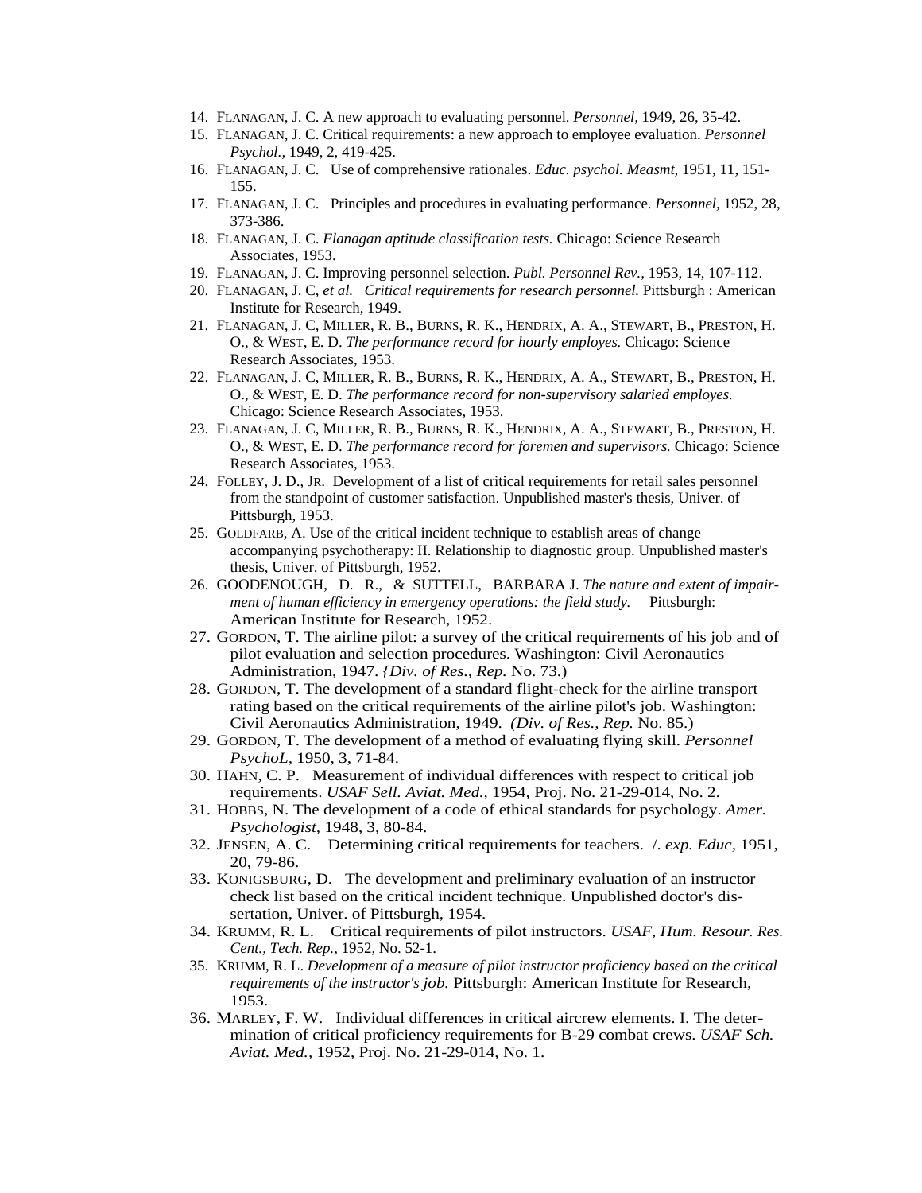14. FLANAGAN, J. C. A new approach to evaluating personnel. *Personnel,* 1949, 26, 35-42.
15. FLANAGAN, J. C. Critical requirements: a new approach to employee evaluation. *Personnel Psychol.,* 1949, 2, 419-425.
16. FLANAGAN, J. C. Use of comprehensive rationales. *Educ. psychol. Measmt,* 1951, 11, 151-155.
17. FLANAGAN, J. C. Principles and procedures in evaluating performance. *Personnel,* 1952, 28, 373-386.
18. FLANAGAN, J. C. *Flanagan aptitude classification tests.* Chicago: Science Research Associates, 1953.
19. FLANAGAN, J. C. Improving personnel selection. *Publ. Personnel Rev.,* 1953, 14, 107-112.
20. FLANAGAN, J. C, *et al. Critical requirements for research personnel.* Pittsburgh : American Institute for Research, 1949.
21. FLANAGAN, J. C, MILLER, R. B., BURNS, R. K., HENDRIX, A. A., STEWART, B., PRESTON, H. O., & WEST, E. D. *The performance record for hourly employes.* Chicago: Science Research Associates, 1953.
22. FLANAGAN, J. C, MILLER, R. B., BURNS, R. K., HENDRIX, A. A., STEWART, B., PRESTON, H. O., & WEST, E. D. *The performance record for non-supervisory salaried employes.* Chicago: Science Research Associates, 1953.
23. FLANAGAN, J. C, MILLER, R. B., BURNS, R. K., HENDRIX, A. A., STEWART, B., PRESTON, H. O., & WEST, E. D. *The performance record for foremen and supervisors.* Chicago: Science Research Associates, 1953.
24. FOLLEY, J. D., JR. Development of a list of critical requirements for retail sales personnel from the standpoint of customer satisfaction. Unpublished master's thesis, Univer. of Pittsburgh, 1953.
25. GOLDFARB, A. Use of the critical incident technique to establish areas of change accompanying psychotherapy: II. Relationship to diagnostic group. Unpublished master's thesis, Univer. of Pittsburgh, 1952.
26. GOODENOUGH, D. R., & SUTTELL, BARBARA J. *The nature and extent of impairment of human efficiency in emergency operations: the field study.* Pittsburgh: American Institute for Research, 1952.
27. GORDON, T. The airline pilot: a survey of the critical requirements of his job and of pilot evaluation and selection procedures. Washington: Civil Aeronautics Administration, 1947. *{Div. of Res., Rep.* No. 73.)
28. GORDON, T. The development of a standard flight-check for the airline transport rating based on the critical requirements of the airline pilot's job. Washington: Civil Aeronautics Administration, 1949. *(Div. of Res., Rep.* No. 85.)
29. GORDON, T. The development of a method of evaluating flying skill. *Personnel PsychoL,* 1950, 3, 71-84.
30. HAHN, C. P. Measurement of individual differences with respect to critical job requirements. *USAF Sell. Aviat. Med.,* 1954, Proj. No. 21-29-014, No. 2.
31. HOBBS, N. The development of a code of ethical standards for psychology. *Amer. Psychologist,* 1948, 3, 80-84.
32. JENSEN, A. C. Determining critical requirements for teachers. */. exp. Educ,* 1951, 20, 79-86.
33. KONIGSBURG, D. The development and preliminary evaluation of an instructor check list based on the critical incident technique. Unpublished doctor's dissertation, Univer. of Pittsburgh, 1954.
34. KRUMM, R. L. Critical requirements of pilot instructors. *USAF, Hum. Resour. Res. Cent., Tech. Rep.,* 1952, No. 52-1.
35. KRUMM, R. L. *Development of a measure of pilot instructor proficiency based on the critical requirements of the instructor's job.* Pittsburgh: American Institute for Research, 1953.
36. MARLEY, F. W. Individual differences in critical aircrew elements. I. The determination of critical proficiency requirements for B-29 combat crews. *USAF Sch. Aviat. Med.,* 1952, Proj. No. 21-29-014, No. 1.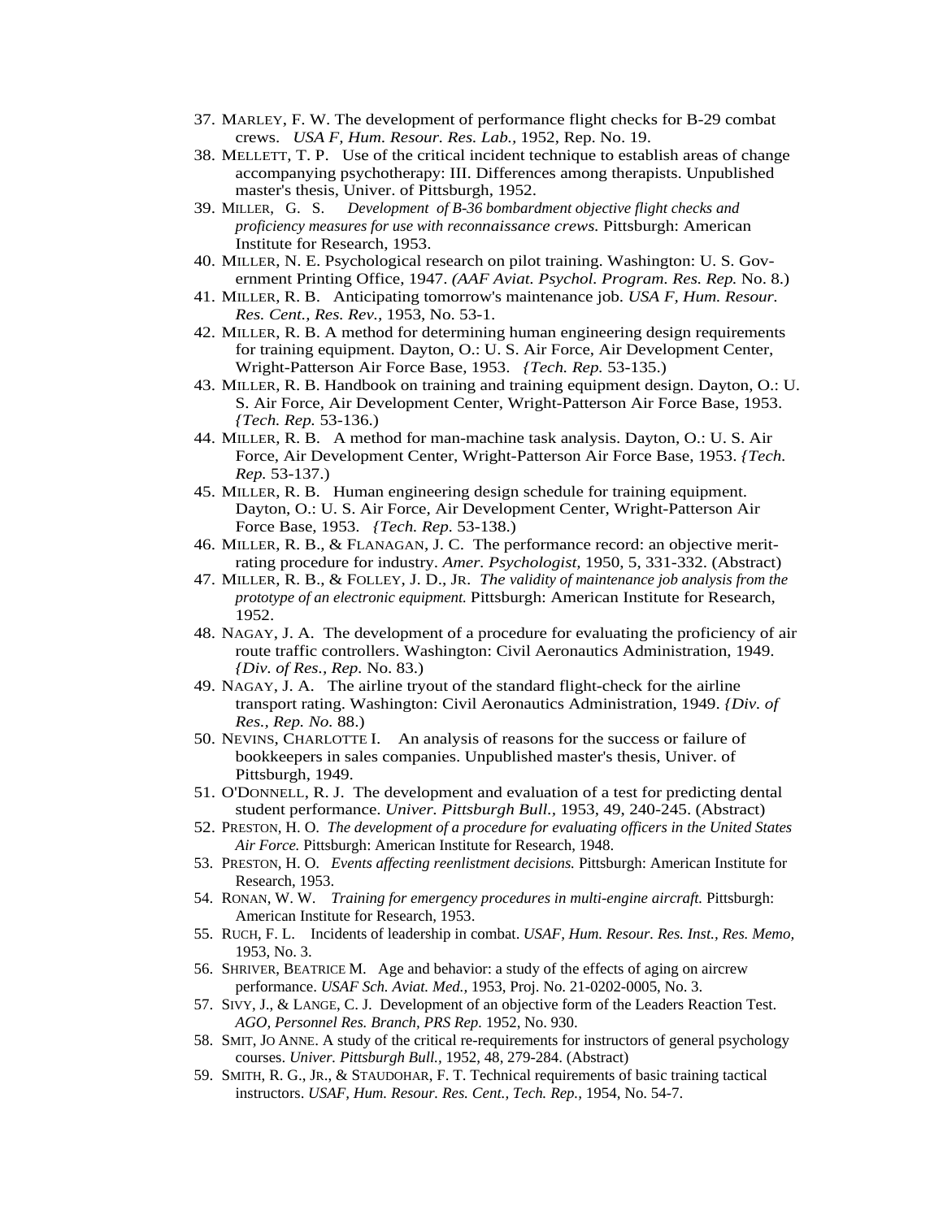37. MARLEY, F. W. The development of performance flight checks for B-29 combat crews. *USA F, Hum. Resour. Res. Lab.,* 1952, Rep. No. 19.
38. MELLETT, T. P. Use of the critical incident technique to establish areas of change accompanying psychotherapy: III. Differences among therapists. Unpublished master's thesis, Univer. of Pittsburgh, 1952.
39. MILLER, G. S. *Development of B-36 bombardment objective flight checks and proficiency measures for use with reconnaissance crews.* Pittsburgh: American Institute for Research, 1953.
40. MILLER, N. E. Psychological research on pilot training. Washington: U. S. Government Printing Office, 1947. *(AAF Aviat. Psychol. Program. Res. Rep.* No. 8.)
41. MILLER, R. B. Anticipating tomorrow's maintenance job. *USA F, Hum. Resour. Res. Cent., Res. Rev.,* 1953, No. 53-1.
42. MILLER, R. B. A method for determining human engineering design requirements for training equipment. Dayton, O.: U. S. Air Force, Air Development Center, Wright-Patterson Air Force Base, 1953. *{Tech. Rep.* 53-135.)
43. MILLER, R. B. Handbook on training and training equipment design. Dayton, O.: U. S. Air Force, Air Development Center, Wright-Patterson Air Force Base, 1953. *{Tech. Rep.* 53-136.)
44. MILLER, R. B. A method for man-machine task analysis. Dayton, O.: U. S. Air Force, Air Development Center, Wright-Patterson Air Force Base, 1953. *{Tech. Rep.* 53-137.)
45. MILLER, R. B. Human engineering design schedule for training equipment. Dayton, O.: U. S. Air Force, Air Development Center, Wright-Patterson Air Force Base, 1953. *{Tech. Rep.* 53-138.)
46. MILLER, R. B., & FLANAGAN, J. C. The performance record: an objective merit-rating procedure for industry. *Amer. Psychologist,* 1950, 5, 331-332. (Abstract)
47. MILLER, R. B., & FOLLEY, J. D., JR. *The validity of maintenance job analysis from the prototype of an electronic equipment.* Pittsburgh: American Institute for Research, 1952.
48. NAGAY, J. A. The development of a procedure for evaluating the proficiency of air route traffic controllers. Washington: Civil Aeronautics Administration, 1949. *{Div. of Res., Rep.* No. 83.)
49. NAGAY, J. A. The airline tryout of the standard flight-check for the airline transport rating. Washington: Civil Aeronautics Administration, 1949. *{Div. of Res., Rep. No.* 88.)
50. NEVINS, CHARLOTTE I. An analysis of reasons for the success or failure of bookkeepers in sales companies. Unpublished master's thesis, Univer. of Pittsburgh, 1949.
51. O'DONNELL, R. J. The development and evaluation of a test for predicting dental student performance. *Univer. Pittsburgh Bull.,* 1953, 49, 240-245. (Abstract)
52. PRESTON, H. O. *The development of a procedure for evaluating officers in the United States Air Force.* Pittsburgh: American Institute for Research, 1948.
53. PRESTON, H. O. *Events affecting reenlistment decisions.* Pittsburgh: American Institute for Research, 1953.
54. RONAN, W. W. *Training for emergency procedures in multi-engine aircraft.* Pittsburgh: American Institute for Research, 1953.
55. RUCH, F. L. Incidents of leadership in combat. *USAF, Hum. Resour. Res. Inst., Res. Memo,* 1953, No. 3.
56. SHRIVER, BEATRICE M. Age and behavior: a study of the effects of aging on aircrew performance. *USAF Sch. Aviat. Med.,* 1953, Proj. No. 21-0202-0005, No. 3.
57. SIVY, J., & LANGE, C. J. Development of an objective form of the Leaders Reaction Test. *AGO, Personnel Res. Branch, PRS Rep.* 1952, No. 930.
58. SMIT, JO ANNE. A study of the critical re-requirements for instructors of general psychology courses. *Univer. Pittsburgh Bull.,* 1952, 48, 279-284. (Abstract)
59. SMITH, R. G., JR., & STAUDOHAR, F. T. Technical requirements of basic training tactical instructors. *USAF, Hum. Resour. Res. Cent., Tech. Rep.,* 1954, No. 54-7.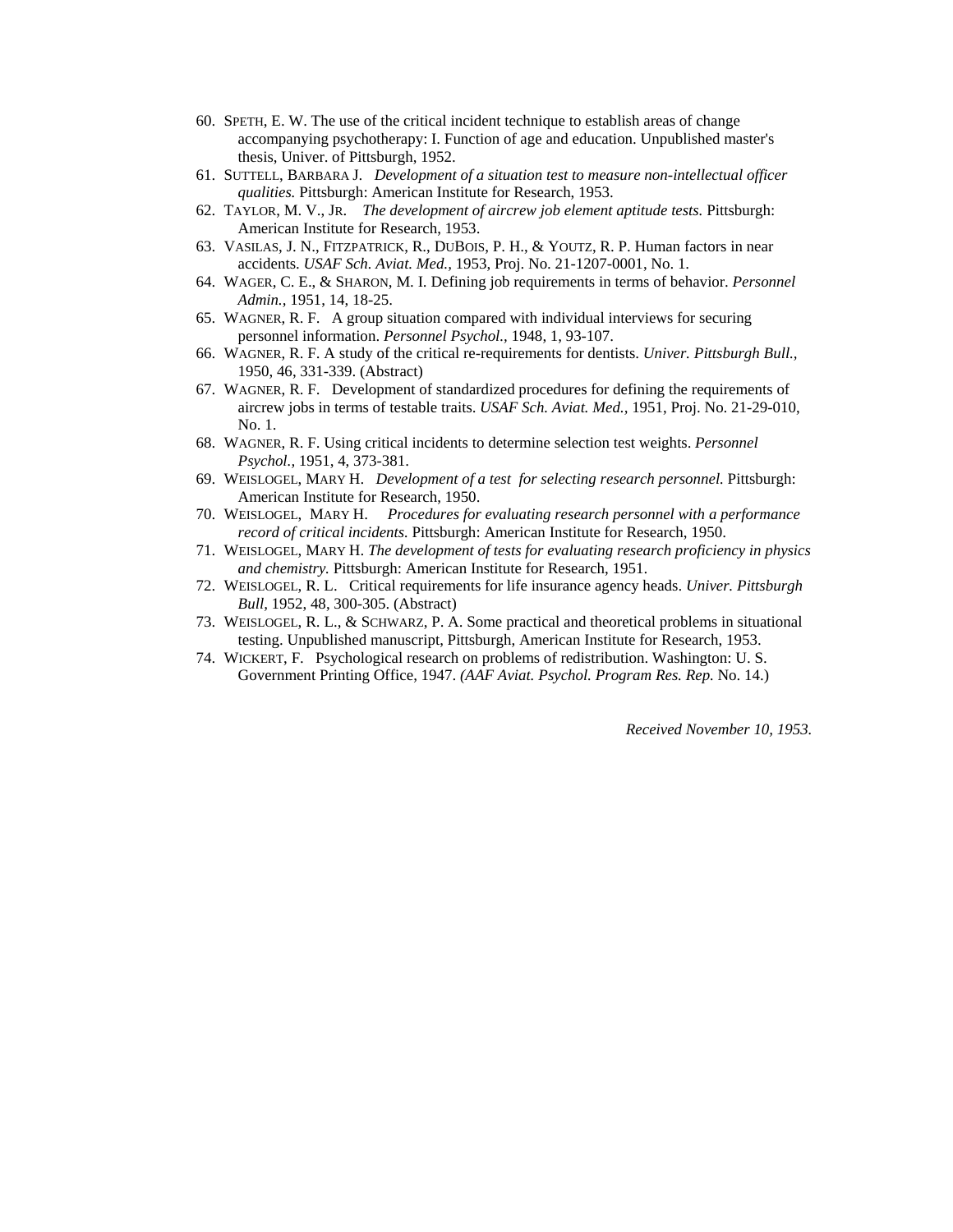60. SPETH, E. W. The use of the critical incident technique to establish areas of change accompanying psychotherapy: I. Function of age and education. Unpublished master's thesis, Univer. of Pittsburgh, 1952.
61. SUTTELL, BARBARA J. *Development of a situation test to measure non-intellectual officer qualities.* Pittsburgh: American Institute for Research, 1953.
62. TAYLOR, M. V., JR. *The development of aircrew job element aptitude tests.* Pittsburgh: American Institute for Research, 1953.
63. VASILAS, J. N., FITZPATRICK, R., DUBOIS, P. H., & YOUTZ, R. P. Human factors in near accidents. *USAF Sch. Aviat. Med.,* 1953, Proj. No. 21-1207-0001, No. 1.
64. WAGER, C. E., & SHARON, M. I. Defining job requirements in terms of behavior. *Personnel Admin.,* 1951, 14, 18-25.
65. WAGNER, R. F. A group situation compared with individual interviews for securing personnel information. *Personnel Psychol.,* 1948, 1, 93-107.
66. WAGNER, R. F. A study of the critical re-requirements for dentists. *Univer. Pittsburgh Bull.,* 1950, 46, 331-339. (Abstract)
67. WAGNER, R. F. Development of standardized procedures for defining the requirements of aircrew jobs in terms of testable traits. *USAF Sch. Aviat. Med.,* 1951, Proj. No. 21-29-010, No. 1.
68. WAGNER, R. F. Using critical incidents to determine selection test weights. *Personnel Psychol.,* 1951, 4, 373-381.
69. WEISLOGEL, MARY H. *Development of a test for selecting research personnel.* Pittsburgh: American Institute for Research, 1950.
70. WEISLOGEL, MARY H. *Procedures for evaluating research personnel with a performance record of critical incidents.* Pittsburgh: American Institute for Research, 1950.
71. WEISLOGEL, MARY H. *The development of tests for evaluating research proficiency in physics and chemistry.* Pittsburgh: American Institute for Research, 1951.
72. WEISLOGEL, R. L. Critical requirements for life insurance agency heads. *Univer. Pittsburgh Bull,* 1952, 48, 300-305. (Abstract)
73. WEISLOGEL, R. L., & SCHWARZ, P. A. Some practical and theoretical problems in situational testing. Unpublished manuscript, Pittsburgh, American Institute for Research, 1953.
74. WICKERT, F. Psychological research on problems of redistribution. Washington: U. S. Government Printing Office, 1947. *(AAF Aviat. Psychol. Program Res. Rep.* No. 14.)

*Received November 10, 1953.*